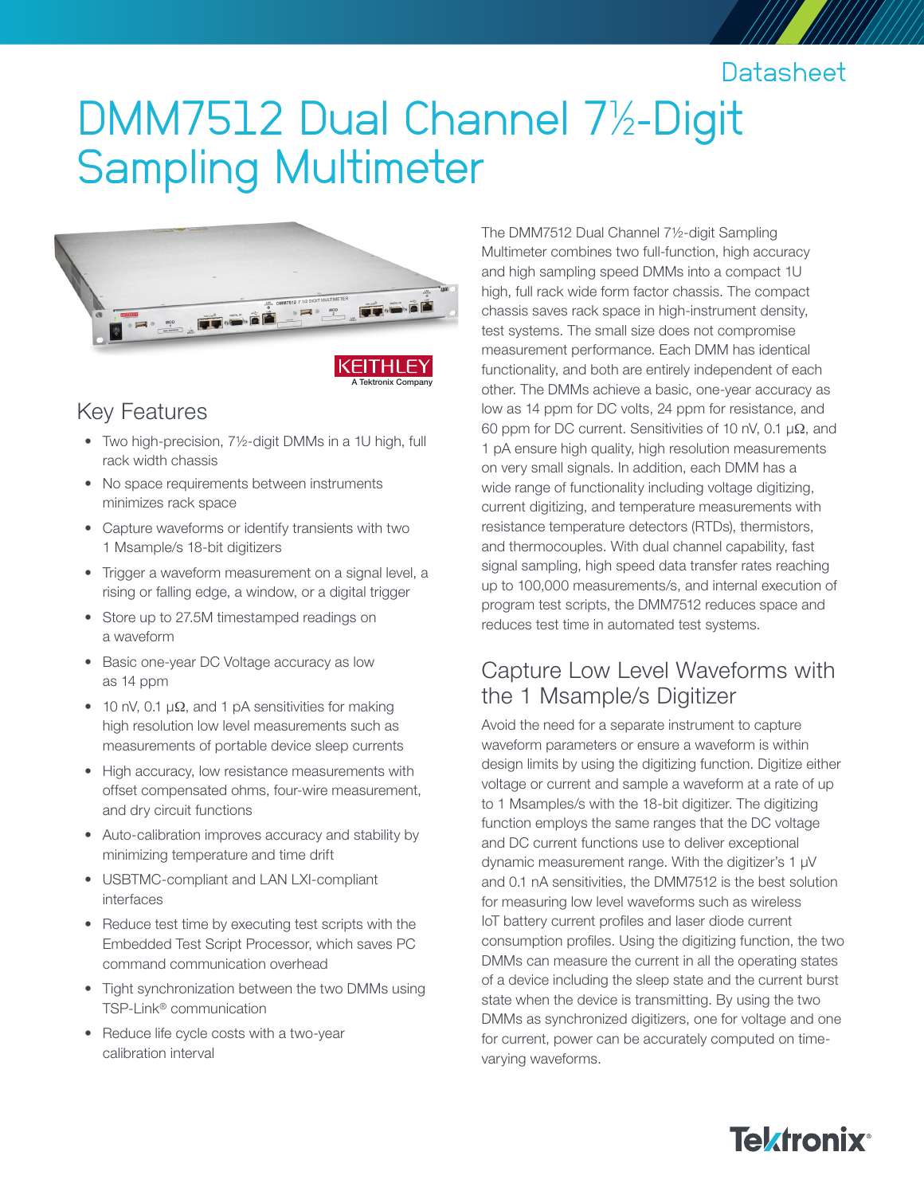Datasheet

# DMM7512 Dual Channel 7½-Digit Sampling Multimeter

KEITHLEY
A Tektronix Company

## Key Features

- Two high-precision, 7½-digit DMMs in a 1U high, full rack width chassis
- No space requirements between instruments minimizes rack space
- Capture waveforms or identify transients with two 1 Msample/s 18-bit digitizers
- Trigger a waveform measurement on a signal level, a rising or falling edge, a window, or a digital trigger
- Store up to 27.5M timestamped readings on a waveform
- Basic one-year DC Voltage accuracy as low as 14 ppm
- 10 nV, 0.1 µΩ, and 1 pA sensitivities for making high resolution low level measurements such as measurements of portable device sleep currents
- High accuracy, low resistance measurements with offset compensated ohms, four-wire measurement, and dry circuit functions
- Auto-calibration improves accuracy and stability by minimizing temperature and time drift
- USBTMC-compliant and LAN LXI-compliant interfaces
- Reduce test time by executing test scripts with the Embedded Test Script Processor, which saves PC command communication overhead
- Tight synchronization between the two DMMs using TSP-Link® communication
- Reduce life cycle costs with a two-year calibration interval

The DMM7512 Dual Channel 7½-digit Sampling Multimeter combines two full-function, high accuracy and high sampling speed DMMs into a compact 1U high, full rack wide form factor chassis. The compact chassis saves rack space in high-instrument density, test systems. The small size does not compromise measurement performance. Each DMM has identical functionality, and both are entirely independent of each other. The DMMs achieve a basic, one-year accuracy as low as 14 ppm for DC volts, 24 ppm for resistance, and 60 ppm for DC current. Sensitivities of 10 nV, 0.1 µΩ, and 1 pA ensure high quality, high resolution measurements on very small signals. In addition, each DMM has a wide range of functionality including voltage digitizing, current digitizing, and temperature measurements with resistance temperature detectors (RTDs), thermistors, and thermocouples. With dual channel capability, fast signal sampling, high speed data transfer rates reaching up to 100,000 measurements/s, and internal execution of program test scripts, the DMM7512 reduces space and reduces test time in automated test systems.

## Capture Low Level Waveforms with the 1 Msample/s Digitizer

Avoid the need for a separate instrument to capture waveform parameters or ensure a waveform is within design limits by using the digitizing function. Digitize either voltage or current and sample a waveform at a rate of up to 1 Msamples/s with the 18-bit digitizer. The digitizing function employs the same ranges that the DC voltage and DC current functions use to deliver exceptional dynamic measurement range. With the digitizer's 1 µV and 0.1 nA sensitivities, the DMM7512 is the best solution for measuring low level waveforms such as wireless IoT battery current profiles and laser diode current consumption profiles. Using the digitizing function, the two DMMs can measure the current in all the operating states of a device including the sleep state and the current burst state when the device is transmitting. By using the two DMMs as synchronized digitizers, one for voltage and one for current, power can be accurately computed on time-varying waveforms.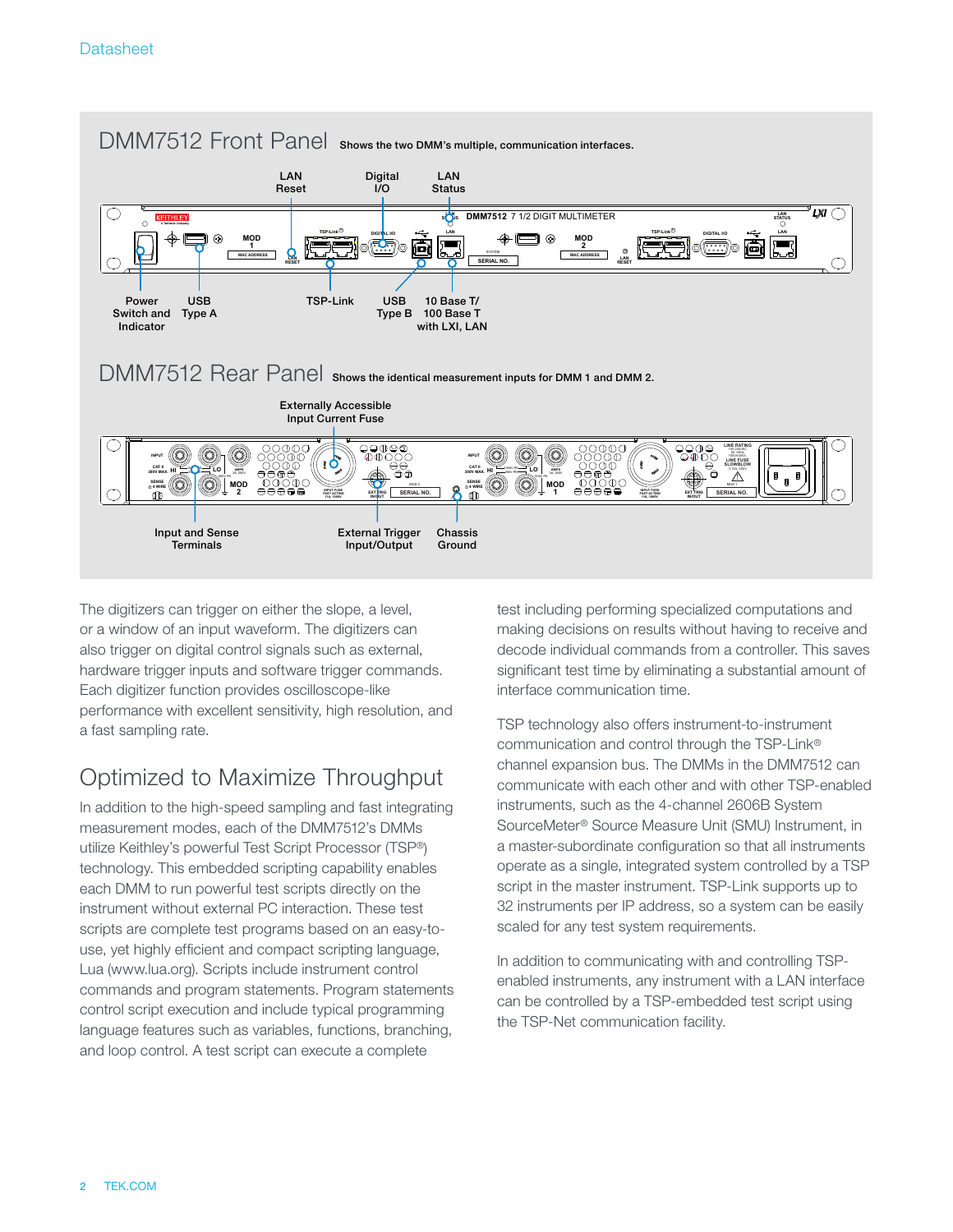Datasheet

## DMM7512 Front Panel

Shows the two DMM's multiple, communication interfaces.

LAN Reset · Digital I/O · LAN Status · Power Switch and Indicator · USB Type A · TSP-Link · USB Type B · 10 Base T/ 100 Base T with LXI, LAN

## DMM7512 Rear Panel

Shows the identical measurement inputs for DMM 1 and DMM 2.

Externally Accessible Input Current Fuse · Input and Sense Terminals · External Trigger Input/Output · Chassis Ground

The digitizers can trigger on either the slope, a level, or a window of an input waveform. The digitizers can also trigger on digital control signals such as external, hardware trigger inputs and software trigger commands. Each digitizer function provides oscilloscope-like performance with excellent sensitivity, high resolution, and a fast sampling rate.

## Optimized to Maximize Throughput

In addition to the high-speed sampling and fast integrating measurement modes, each of the DMM7512's DMMs utilize Keithley's powerful Test Script Processor (TSP®) technology. This embedded scripting capability enables each DMM to run powerful test scripts directly on the instrument without external PC interaction. These test scripts are complete test programs based on an easy-to-use, yet highly efficient and compact scripting language, Lua (www.lua.org). Scripts include instrument control commands and program statements. Program statements control script execution and include typical programming language features such as variables, functions, branching, and loop control. A test script can execute a complete test including performing specialized computations and making decisions on results without having to receive and decode individual commands from a controller. This saves significant test time by eliminating a substantial amount of interface communication time.

TSP technology also offers instrument-to-instrument communication and control through the TSP-Link® channel expansion bus. The DMMs in the DMM7512 can communicate with each other and with other TSP-enabled instruments, such as the 4-channel 2606B System SourceMeter® Source Measure Unit (SMU) Instrument, in a master-subordinate configuration so that all instruments operate as a single, integrated system controlled by a TSP script in the master instrument. TSP-Link supports up to 32 instruments per IP address, so a system can be easily scaled for any test system requirements.

In addition to communicating with and controlling TSP-enabled instruments, any instrument with a LAN interface can be controlled by a TSP-embedded test script using the TSP-Net communication facility.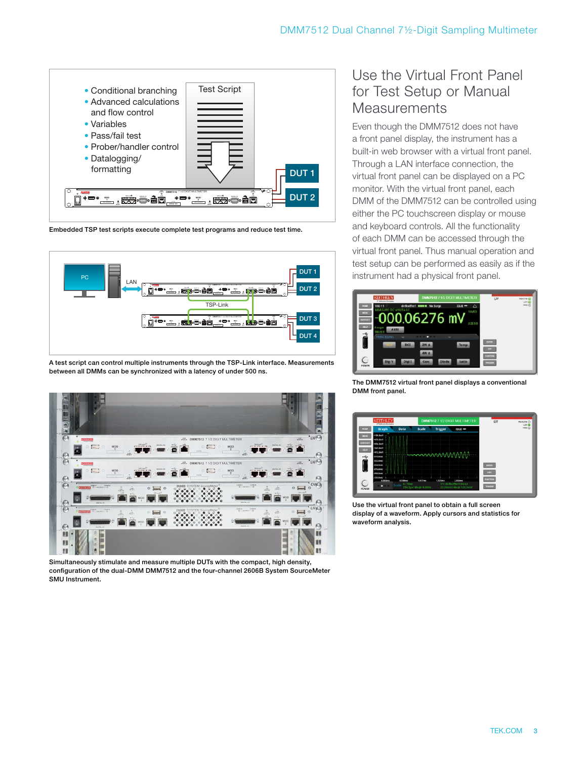- Conditional branching
- Advanced calculations and flow control
- Variables
- Pass/fail test
- Prober/handler control
- Datalogging/ formatting

Test Script

DUT 1

DUT 2

Embedded TSP test scripts execute complete test programs and reduce test time.

PC

LAN

TSP-Link

DUT 1

DUT 2

DUT 3

DUT 4

A test script can control multiple instruments through the TSP-Link interface. Measurements between all DMMs can be synchronized with a latency of under 500 ns.

Simultaneously stimulate and measure multiple DUTs with the compact, high density, configuration of the dual-DMM DMM7512 and the four-channel 2606B System SourceMeter SMU Instrument.

## Use the Virtual Front Panel for Test Setup or Manual Measurements

Even though the DMM7512 does not have a front panel display, the instrument has a built-in web browser with a virtual front panel. Through a LAN interface connection, the virtual front panel can be displayed on a PC monitor. With the virtual front panel, each DMM of the DMM7512 can be controlled using either the PC touchscreen display or mouse and keyboard controls. All the functionality of each DMM can be accessed through the virtual front panel. Thus manual operation and test setup can be performed as easily as if the instrument had a physical front panel.

The DMM7512 virtual front panel displays a conventional DMM front panel.

Use the virtual front panel to obtain a full screen display of a waveform. Apply cursors and statistics for waveform analysis.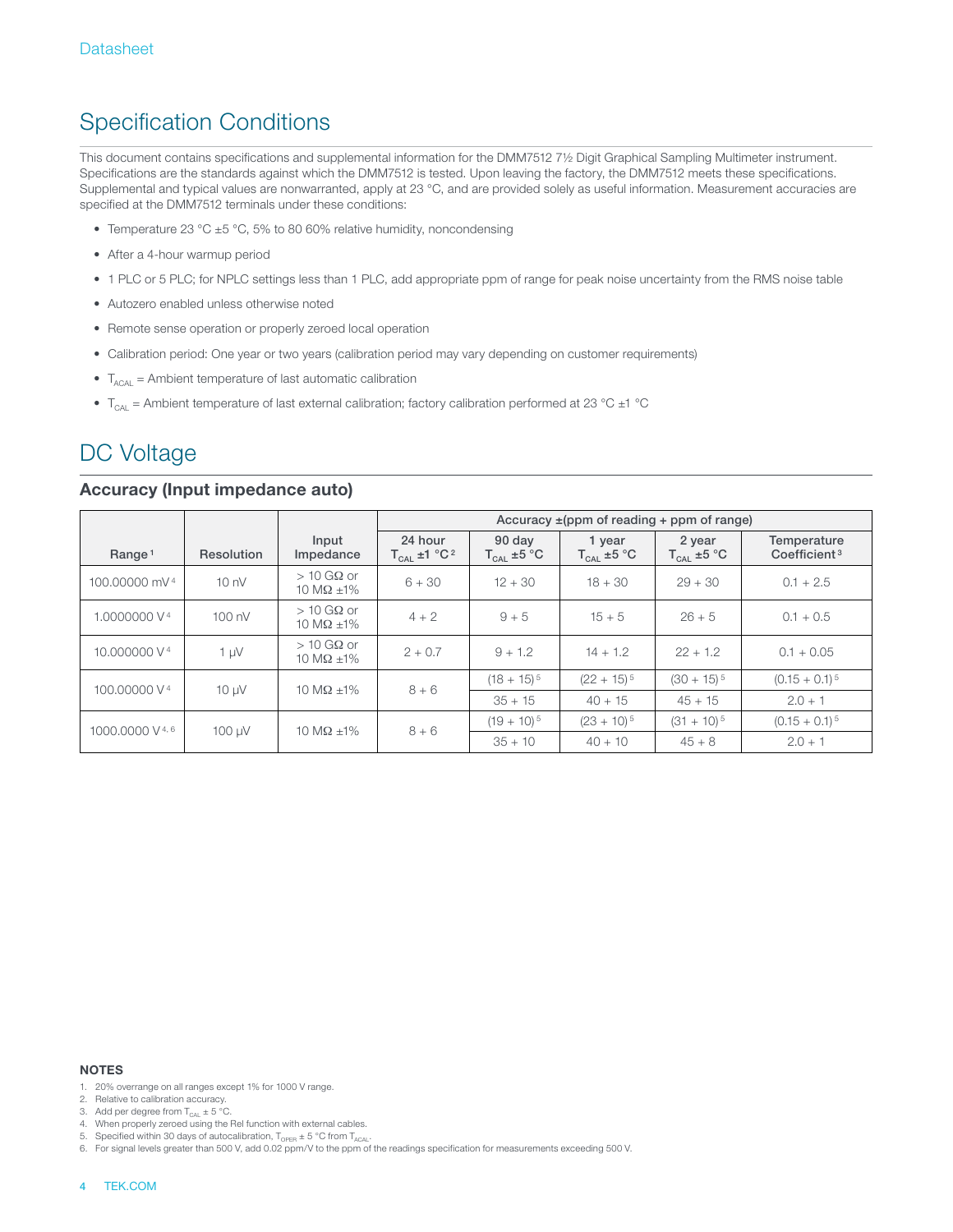# Specification Conditions

This document contains specifications and supplemental information for the DMM7512 7½ Digit Graphical Sampling Multimeter instrument. Specifications are the standards against which the DMM7512 is tested. Upon leaving the factory, the DMM7512 meets these specifications. Supplemental and typical values are nonwarranted, apply at 23 °C, and are provided solely as useful information. Measurement accuracies are specified at the DMM7512 terminals under these conditions:

- Temperature 23 °C ±5 °C, 5% to 80 60% relative humidity, noncondensing
- After a 4-hour warmup period
- 1 PLC or 5 PLC; for NPLC settings less than 1 PLC, add appropriate ppm of range for peak noise uncertainty from the RMS noise table
- Autozero enabled unless otherwise noted
- Remote sense operation or properly zeroed local operation
- Calibration period: One year or two years (calibration period may vary depending on customer requirements)
- $T_{ACAL}$ = Ambient temperature of last automatic calibration
- $T_{CAL}$ = Ambient temperature of last external calibration; factory calibration performed at 23 °C ±1 °C

# DC Voltage

## Accuracy (Input impedance auto)

| Range[1] | Resolution | Input Impedance | Accuracy ±(ppm of reading + ppm of range) | | | | |
|---|---|---|---|---|---|---|---|
| | | | 24 hour $T_{CAL}$ ±1 °C[2] | 90 day $T_{CAL}$ ±5 °C | 1 year $T_{CAL}$ ±5 °C | 2 year $T_{CAL}$ ±5 °C | Temperature Coefficient[3] |
| 100.00000 mV[4] | 10 nV | > 10 GΩ or 10 MΩ ±1% | 6 + 30 | 12 + 30 | 18 + 30 | 29 + 30 | 0.1 + 2.5 |
| 1.0000000 V[4] | 100 nV | > 10 GΩ or 10 MΩ ±1% | 4 + 2 | 9 + 5 | 15 + 5 | 26 + 5 | 0.1 + 0.5 |
| 10.000000 V[4] | 1 µV | > 10 GΩ or 10 MΩ ±1% | 2 + 0.7 | 9 + 1.2 | 14 + 1.2 | 22 + 1.2 | 0.1 + 0.05 |
| 100.00000 V[4] | 10 µV | 10 MΩ ±1% | 8 + 6 | (18 + 15)[5] | (22 + 15)[5] | (30 + 15)[5] | (0.15 + 0.1)[5] |
| | | | | 35 + 15 | 40 + 15 | 45 + 15 | 2.0 + 1 |
| 1000.0000 V[4, 6] | 100 µV | 10 MΩ ±1% | 8 + 6 | (19 + 10)[5] | (23 + 10)[5] | (31 + 10)[5] | (0.15 + 0.1)[5] |
| | | | | 35 + 10 | 40 + 10 | 45 + 8 | 2.0 + 1 |

**NOTES**

1. 20% overrange on all ranges except 1% for 1000 V range.
2. Relative to calibration accuracy.
3. Add per degree from $T_{CAL}$ ± 5 °C.
4. When properly zeroed using the Rel function with external cables.
5. Specified within 30 days of autocalibration, $T_{OPER}$ ± 5 °C from $T_{ACAL}$.
6. For signal levels greater than 500 V, add 0.02 ppm/V to the ppm of the readings specification for measurements exceeding 500 V.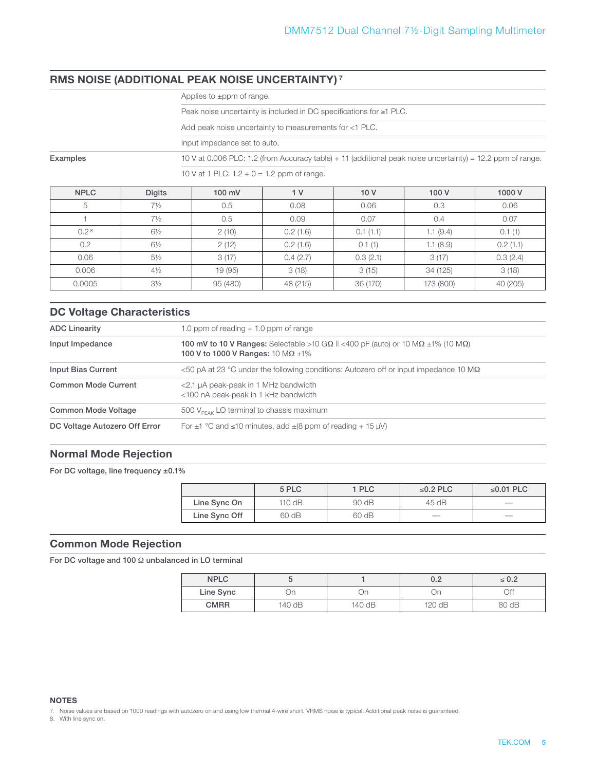## RMS NOISE (ADDITIONAL PEAK NOISE UNCERTAINTY) [7]

| | |
|---|---|
| | Applies to ±ppm of range. |
| | Peak noise uncertainty is included in DC specifications for ≥1 PLC. |
| | Add peak noise uncertainty to measurements for <1 PLC. |
| | Input impedance set to auto. |
| **Examples** | 10 V at 0.006 PLC: 1.2 (from Accuracy table) + 11 (additional peak noise uncertainty) = 12.2 ppm of range. |
| | 10 V at 1 PLC: 1.2 + 0 = 1.2 ppm of range. |

| NPLC | Digits | 100 mV | 1 V | 10 V | 100 V | 1000 V |
|---|---|---|---|---|---|---|
| 5 | 7½ | 0.5 | 0.08 | 0.06 | 0.3 | 0.06 |
| 1 | 7½ | 0.5 | 0.09 | 0.07 | 0.4 | 0.07 |
| 0.2 [8] | 6½ | 2 (10) | 0.2 (1.6) | 0.1 (1.1) | 1.1 (9.4) | 0.1 (1) |
| 0.2 | 6½ | 2 (12) | 0.2 (1.6) | 0.1 (1) | 1.1 (8.9) | 0.2 (1.1) |
| 0.06 | 5½ | 3 (17) | 0.4 (2.7) | 0.3 (2.1) | 3 (17) | 0.3 (2.4) |
| 0.006 | 4½ | 19 (95) | 3 (18) | 3 (15) | 34 (125) | 3 (18) |
| 0.0005 | 3½ | 95 (480) | 48 (215) | 36 (170) | 173 (800) | 40 (205) |

## DC Voltage Characteristics

| | |
|---|---|
| **ADC Linearity** | 1.0 ppm of reading + 1.0 ppm of range |
| **Input Impedance** | **100 mV to 10 V Ranges:** Selectable >10 GΩ ‖ <400 pF (auto) or 10 MΩ ±1% (10 MΩ)<br>**100 V to 1000 V Ranges:** 10 MΩ ±1% |
| **Input Bias Current** | <50 pA at 23 °C under the following conditions: Autozero off or input impedance 10 MΩ |
| **Common Mode Current** | <2.1 µA peak-peak in 1 MHz bandwidth<br><100 nA peak-peak in 1 kHz bandwidth |
| **Common Mode Voltage** | 500 $V_{PEAK}$ LO terminal to chassis maximum |
| **DC Voltage Autozero Off Error** | For ±1 °C and ≤10 minutes, add ±(8 ppm of reading + 15 µV) |

## Normal Mode Rejection

**For DC voltage, line frequency ±0.1%**

| | 5 PLC | 1 PLC | ≤0.2 PLC | ≤0.01 PLC |
|---|---|---|---|---|
| **Line Sync On** | 110 dB | 90 dB | 45 dB | — |
| **Line Sync Off** | 60 dB | 60 dB | — | — |

## Common Mode Rejection

**For DC voltage and 100 Ω unbalanced in LO terminal**

| NPLC | 5 | 1 | 0.2 | ≤ 0.2 |
|---|---|---|---|---|
| **Line Sync** | On | On | On | Off |
| **CMRR** | 140 dB | 140 dB | 120 dB | 80 dB |

**NOTES**

7. Noise values are based on 1000 readings with autozero on and using low thermal 4-wire short. VRMS noise is typical. Additional peak noise is guaranteed.
8. With line sync on.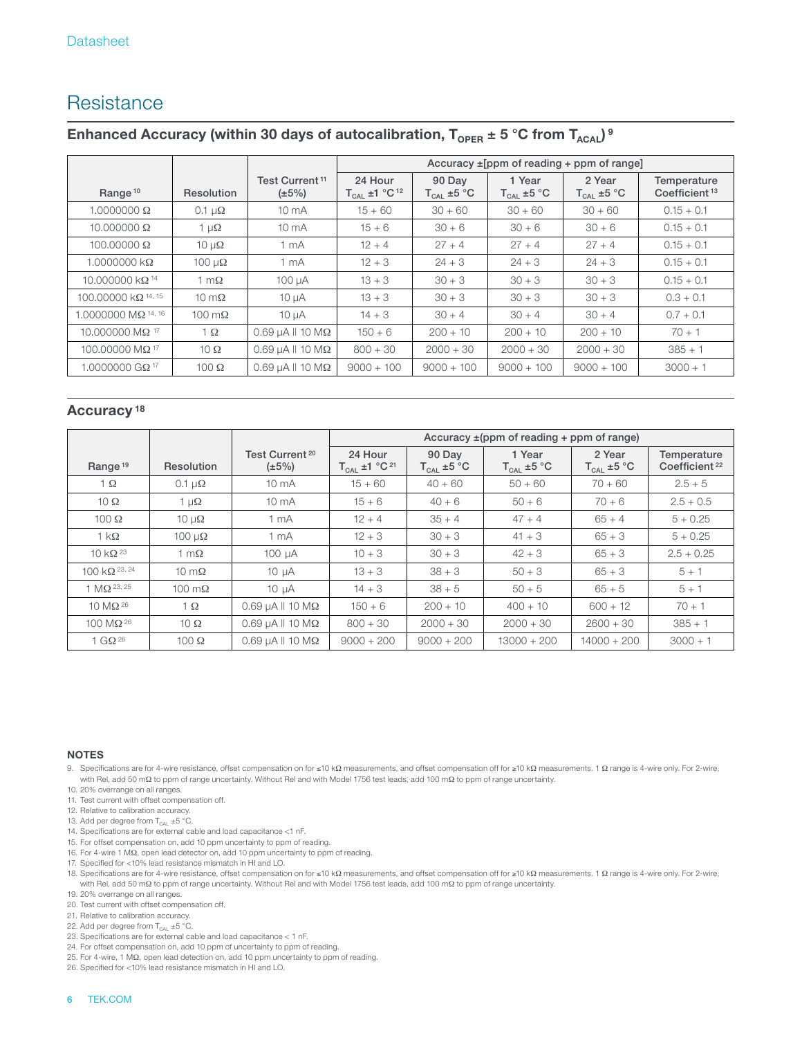# Resistance

## Enhanced Accuracy (within 30 days of autocalibration, $T_{OPER}$ ± 5 °C from $T_{ACAL}$) [9]

| Range [10] | Resolution | Test Current [11] (±5%) | Accuracy ±[ppm of reading + ppm of range] | | | | |
|---|---|---|---|---|---|---|---|
| | | | 24 Hour $T_{CAL}$ ±1 °C [12] | 90 Day $T_{CAL}$ ±5 °C | 1 Year $T_{CAL}$ ±5 °C | 2 Year $T_{CAL}$ ±5 °C | Temperature Coefficient [13] |
| 1.0000000 Ω | 0.1 µΩ | 10 mA | 15 + 60 | 30 + 60 | 30 + 60 | 30 + 60 | 0.15 + 0.1 |
| 10.000000 Ω | 1 µΩ | 10 mA | 15 + 6 | 30 + 6 | 30 + 6 | 30 + 6 | 0.15 + 0.1 |
| 100.00000 Ω | 10 µΩ | 1 mA | 12 + 4 | 27 + 4 | 27 + 4 | 27 + 4 | 0.15 + 0.1 |
| 1.0000000 kΩ | 100 µΩ | 1 mA | 12 + 3 | 24 + 3 | 24 + 3 | 24 + 3 | 0.15 + 0.1 |
| 10.000000 kΩ [14] | 1 mΩ | 100 µA | 13 + 3 | 30 + 3 | 30 + 3 | 30 + 3 | 0.15 + 0.1 |
| 100.00000 kΩ [14, 15] | 10 mΩ | 10 µA | 13 + 3 | 30 + 3 | 30 + 3 | 30 + 3 | 0.3 + 0.1 |
| 1.0000000 MΩ [14, 16] | 100 mΩ | 10 µA | 14 + 3 | 30 + 4 | 30 + 4 | 30 + 4 | 0.7 + 0.1 |
| 10.000000 MΩ [17] | 1 Ω | 0.69 µA ‖ 10 MΩ | 150 + 6 | 200 + 10 | 200 + 10 | 200 + 10 | 70 + 1 |
| 100.00000 MΩ [17] | 10 Ω | 0.69 µA ‖ 10 MΩ | 800 + 30 | 2000 + 30 | 2000 + 30 | 2000 + 30 | 385 + 1 |
| 1.0000000 GΩ [17] | 100 Ω | 0.69 µA ‖ 10 MΩ | 9000 + 100 | 9000 + 100 | 9000 + 100 | 9000 + 100 | 3000 + 1 |

## Accuracy [18]

| Range [19] | Resolution | Test Current [20] (±5%) | Accuracy ±(ppm of reading + ppm of range) | | | | |
|---|---|---|---|---|---|---|---|
| | | | 24 Hour $T_{CAL}$ ±1 °C [21] | 90 Day $T_{CAL}$ ±5 °C | 1 Year $T_{CAL}$ ±5 °C | 2 Year $T_{CAL}$ ±5 °C | Temperature Coefficient [22] |
| 1 Ω | 0.1 µΩ | 10 mA | 15 + 60 | 40 + 60 | 50 + 60 | 70 + 60 | 2.5 + 5 |
| 10 Ω | 1 µΩ | 10 mA | 15 + 6 | 40 + 6 | 50 + 6 | 70 + 6 | 2.5 + 0.5 |
| 100 Ω | 10 µΩ | 1 mA | 12 + 4 | 35 + 4 | 47 + 4 | 65 + 4 | 5 + 0.25 |
| 1 kΩ | 100 µΩ | 1 mA | 12 + 3 | 30 + 3 | 41 + 3 | 65 + 3 | 5 + 0.25 |
| 10 kΩ [23] | 1 mΩ | 100 µA | 10 + 3 | 30 + 3 | 42 + 3 | 65 + 3 | 2.5 + 0.25 |
| 100 kΩ [23, 24] | 10 mΩ | 10 µA | 13 + 3 | 38 + 3 | 50 + 3 | 65 + 3 | 5 + 1 |
| 1 MΩ [23, 25] | 100 mΩ | 10 µA | 14 + 3 | 38 + 5 | 50 + 5 | 65 + 5 | 5 + 1 |
| 10 MΩ [26] | 1 Ω | 0.69 µA ‖ 10 MΩ | 150 + 6 | 200 + 10 | 400 + 10 | 600 + 12 | 70 + 1 |
| 100 MΩ [26] | 10 Ω | 0.69 µA ‖ 10 MΩ | 800 + 30 | 2000 + 30 | 2000 + 30 | 2600 + 30 | 385 + 1 |
| 1 GΩ [26] | 100 Ω | 0.69 µA ‖ 10 MΩ | 9000 + 200 | 9000 + 200 | 13000 + 200 | 14000 + 200 | 3000 + 1 |

**NOTES**

9. Specifications are for 4-wire resistance, offset compensation on for ≤10 kΩ measurements, and offset compensation off for ≥10 kΩ measurements. 1 Ω range is 4-wire only. For 2-wire, with Rel, add 50 mΩ to ppm of range uncertainty. Without Rel and with Model 1756 test leads, add 100 mΩ to ppm of range uncertainty.
10. 20% overrange on all ranges.
11. Test current with offset compensation off.
12. Relative to calibration accuracy.
13. Add per degree from $T_{CAL}$ ±5 °C.
14. Specifications are for external cable and load capacitance <1 nF.
15. For offset compensation on, add 10 ppm uncertainty to ppm of reading.
16. For 4-wire 1 MΩ, open lead detector on, add 10 ppm uncertainty to ppm of reading.
17. Specified for <10% lead resistance mismatch in HI and LO.
18. Specifications are for 4-wire resistance, offset compensation on for ≤10 kΩ measurements, and offset compensation off for ≥10 kΩ measurements. 1 Ω range is 4-wire only. For 2-wire, with Rel, add 50 mΩ to ppm of range uncertainty. Without Rel and with Model 1756 test leads, add 100 mΩ to ppm of range uncertainty.
19. 20% overrange on all ranges.
20. Test current with offset compensation off.
21. Relative to calibration accuracy.
22. Add per degree from $T_{CAL}$ ±5 °C.
23. Specifications are for external cable and load capacitance < 1 nF.
24. For offset compensation on, add 10 ppm of uncertainty to ppm of reading.
25. For 4-wire, 1 MΩ, open lead detection on, add 10 ppm uncertainty to ppm of reading.
26. Specified for <10% lead resistance mismatch in HI and LO.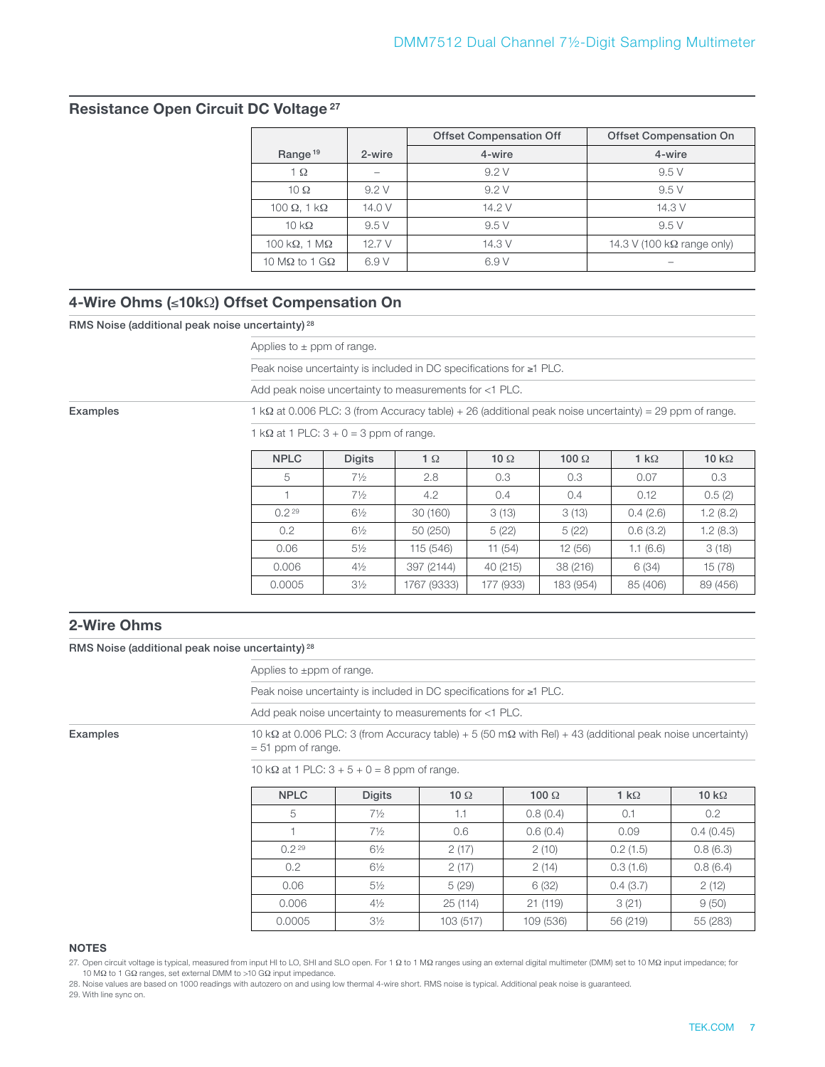## Resistance Open Circuit DC Voltage [27]

| Range [19] | 2-wire | Offset Compensation Off | Offset Compensation On |
|---|---|---|---|
| | | 4-wire | 4-wire |
| 1 Ω | – | 9.2 V | 9.5 V |
| 10 Ω | 9.2 V | 9.2 V | 9.5 V |
| 100 Ω, 1 kΩ | 14.0 V | 14.2 V | 14.3 V |
| 10 kΩ | 9.5 V | 9.5 V | 9.5 V |
| 100 kΩ, 1 MΩ | 12.7 V | 14.3 V | 14.3 V (100 kΩ range only) |
| 10 MΩ to 1 GΩ | 6.9 V | 6.9 V | – |

## 4-Wire Ohms (≤10kΩ) Offset Compensation On

**RMS Noise (additional peak noise uncertainty) [28]**

Applies to ± ppm of range.

Peak noise uncertainty is included in DC specifications for ≥1 PLC.

Add peak noise uncertainty to measurements for <1 PLC.

**Examples**

1 kΩ at 0.006 PLC: 3 (from Accuracy table) + 26 (additional peak noise uncertainty) = 29 ppm of range.

1 kΩ at 1 PLC: 3 + 0 = 3 ppm of range.

| NPLC | Digits | 1 Ω | 10 Ω | 100 Ω | 1 kΩ | 10 kΩ |
|---|---|---|---|---|---|---|
| 5 | 7½ | 2.8 | 0.3 | 0.3 | 0.07 | 0.3 |
| 1 | 7½ | 4.2 | 0.4 | 0.4 | 0.12 | 0.5 (2) |
| 0.2 [29] | 6½ | 30 (160) | 3 (13) | 3 (13) | 0.4 (2.6) | 1.2 (8.2) |
| 0.2 | 6½ | 50 (250) | 5 (22) | 5 (22) | 0.6 (3.2) | 1.2 (8.3) |
| 0.06 | 5½ | 115 (546) | 11 (54) | 12 (56) | 1.1 (6.6) | 3 (18) |
| 0.006 | 4½ | 397 (2144) | 40 (215) | 38 (216) | 6 (34) | 15 (78) |
| 0.0005 | 3½ | 1767 (9333) | 177 (933) | 183 (954) | 85 (406) | 89 (456) |

## 2-Wire Ohms

**RMS Noise (additional peak noise uncertainty) [28]**

Applies to ±ppm of range.

Peak noise uncertainty is included in DC specifications for ≥1 PLC.

Add peak noise uncertainty to measurements for <1 PLC.

**Examples**

10 kΩ at 0.006 PLC: 3 (from Accuracy table) + 5 (50 mΩ with Rel) + 43 (additional peak noise uncertainty) = 51 ppm of range.

10 kΩ at 1 PLC: 3 + 5 + 0 = 8 ppm of range.

| NPLC | Digits | 10 Ω | 100 Ω | 1 kΩ | 10 kΩ |
|---|---|---|---|---|---|
| 5 | 7½ | 1.1 | 0.8 (0.4) | 0.1 | 0.2 |
| 1 | 7½ | 0.6 | 0.6 (0.4) | 0.09 | 0.4 (0.45) |
| 0.2 [29] | 6½ | 2 (17) | 2 (10) | 0.2 (1.5) | 0.8 (6.3) |
| 0.2 | 6½ | 2 (17) | 2 (14) | 0.3 (1.6) | 0.8 (6.4) |
| 0.06 | 5½ | 5 (29) | 6 (32) | 0.4 (3.7) | 2 (12) |
| 0.006 | 4½ | 25 (114) | 21 (119) | 3 (21) | 9 (50) |
| 0.0005 | 3½ | 103 (517) | 109 (536) | 56 (219) | 55 (283) |

**NOTES**

27. Open circuit voltage is typical, measured from input HI to LO, SHI and SLO open. For 1 Ω to 1 MΩ ranges using an external digital multimeter (DMM) set to 10 MΩ input impedance; for 10 MΩ to 1 GΩ ranges, set external DMM to >10 GΩ input impedance.
28. Noise values are based on 1000 readings with autozero on and using low thermal 4-wire short. RMS noise is typical. Additional peak noise is guaranteed.
29. With line sync on.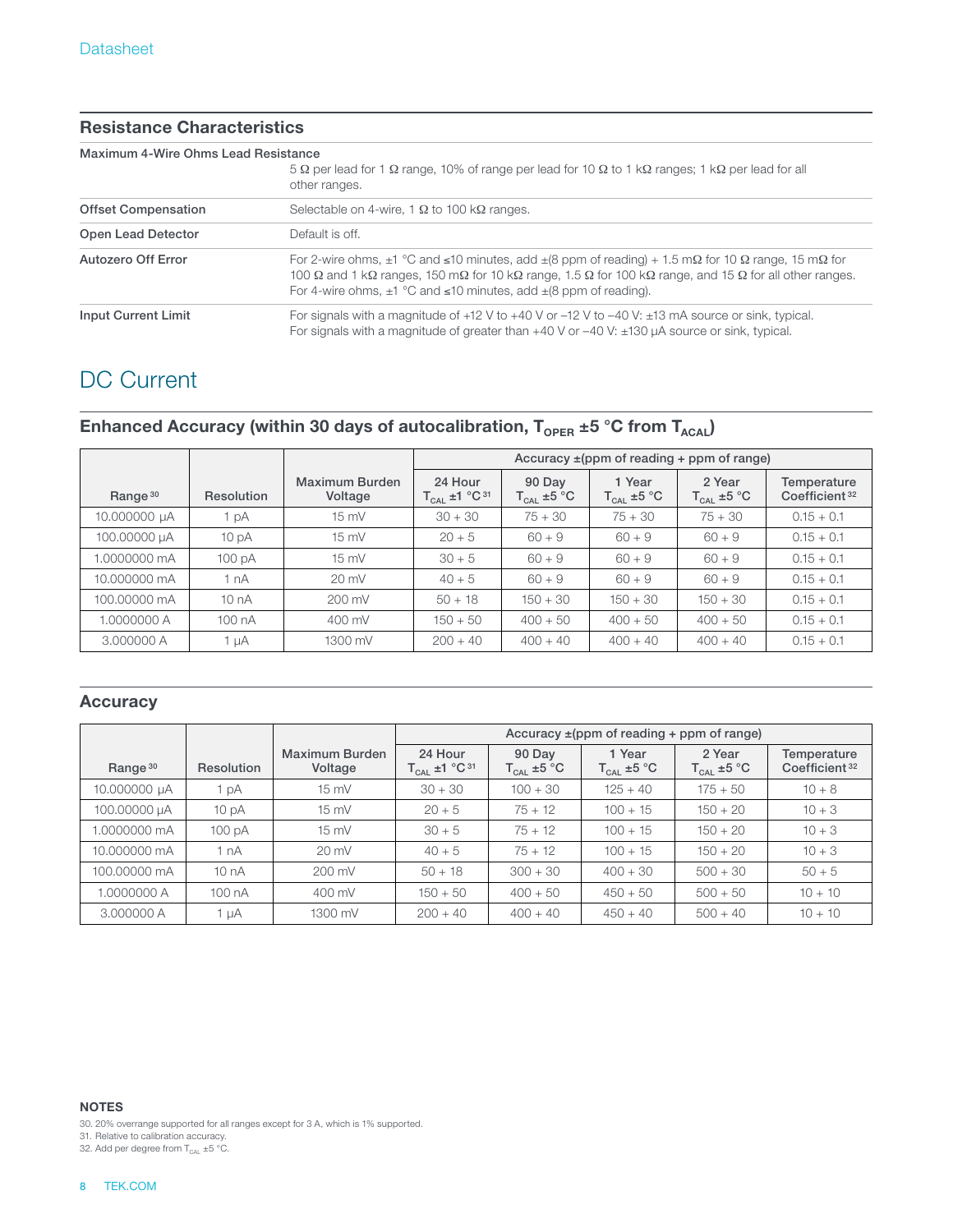## Resistance Characteristics

| | |
|---|---|
| **Maximum 4-Wire Ohms Lead Resistance** | 5 Ω per lead for 1 Ω range, 10% of range per lead for 10 Ω to 1 kΩ ranges; 1 kΩ per lead for all other ranges. |
| **Offset Compensation** | Selectable on 4-wire, 1 Ω to 100 kΩ ranges. |
| **Open Lead Detector** | Default is off. |
| **Autozero Off Error** | For 2-wire ohms, ±1 °C and ≤10 minutes, add ±(8 ppm of reading) + 1.5 mΩ for 10 Ω range, 15 mΩ for 100 Ω and 1 kΩ ranges, 150 mΩ for 10 kΩ range, 1.5 Ω for 100 kΩ range, and 15 Ω for all other ranges. For 4-wire ohms, ±1 °C and ≤10 minutes, add ±(8 ppm of reading). |
| **Input Current Limit** | For signals with a magnitude of +12 V to +40 V or –12 V to –40 V: ±13 mA source or sink, typical. For signals with a magnitude of greater than +40 V or –40 V: ±130 µA source or sink, typical. |

# DC Current

## Enhanced Accuracy (within 30 days of autocalibration, $T_{OPER}$ ±5 °C from $T_{ACAL}$)

| Range[30] | Resolution | Maximum Burden Voltage | Accuracy ±(ppm of reading + ppm of range) | | | | |
|---|---|---|---|---|---|---|---|
| | | | 24 Hour $T_{CAL}$ ±1 °C[31] | 90 Day $T_{CAL}$ ±5 °C | 1 Year $T_{CAL}$ ±5 °C | 2 Year $T_{CAL}$ ±5 °C | Temperature Coefficient[32] |
| 10.000000 µA | 1 pA | 15 mV | 30 + 30 | 75 + 30 | 75 + 30 | 75 + 30 | 0.15 + 0.1 |
| 100.00000 µA | 10 pA | 15 mV | 20 + 5 | 60 + 9 | 60 + 9 | 60 + 9 | 0.15 + 0.1 |
| 1.0000000 mA | 100 pA | 15 mV | 30 + 5 | 60 + 9 | 60 + 9 | 60 + 9 | 0.15 + 0.1 |
| 10.000000 mA | 1 nA | 20 mV | 40 + 5 | 60 + 9 | 60 + 9 | 60 + 9 | 0.15 + 0.1 |
| 100.00000 mA | 10 nA | 200 mV | 50 + 18 | 150 + 30 | 150 + 30 | 150 + 30 | 0.15 + 0.1 |
| 1.0000000 A | 100 nA | 400 mV | 150 + 50 | 400 + 50 | 400 + 50 | 400 + 50 | 0.15 + 0.1 |
| 3.000000 A | 1 µA | 1300 mV | 200 + 40 | 400 + 40 | 400 + 40 | 400 + 40 | 0.15 + 0.1 |

## Accuracy

| Range[30] | Resolution | Maximum Burden Voltage | Accuracy ±(ppm of reading + ppm of range) | | | | |
|---|---|---|---|---|---|---|---|
| | | | 24 Hour $T_{CAL}$ ±1 °C[31] | 90 Day $T_{CAL}$ ±5 °C | 1 Year $T_{CAL}$ ±5 °C | 2 Year $T_{CAL}$ ±5 °C | Temperature Coefficient[32] |
| 10.000000 µA | 1 pA | 15 mV | 30 + 30 | 100 + 30 | 125 + 40 | 175 + 50 | 10 + 8 |
| 100.00000 µA | 10 pA | 15 mV | 20 + 5 | 75 + 12 | 100 + 15 | 150 + 20 | 10 + 3 |
| 1.0000000 mA | 100 pA | 15 mV | 30 + 5 | 75 + 12 | 100 + 15 | 150 + 20 | 10 + 3 |
| 10.000000 mA | 1 nA | 20 mV | 40 + 5 | 75 + 12 | 100 + 15 | 150 + 20 | 10 + 3 |
| 100.00000 mA | 10 nA | 200 mV | 50 + 18 | 300 + 30 | 400 + 30 | 500 + 30 | 50 + 5 |
| 1.0000000 A | 100 nA | 400 mV | 150 + 50 | 400 + 50 | 450 + 50 | 500 + 50 | 10 + 10 |
| 3.000000 A | 1 µA | 1300 mV | 200 + 40 | 400 + 40 | 450 + 40 | 500 + 40 | 10 + 10 |

**NOTES**

30. 20% overrange supported for all ranges except for 3 A, which is 1% supported.
31. Relative to calibration accuracy.
32. Add per degree from $T_{CAL}$ ±5 °C.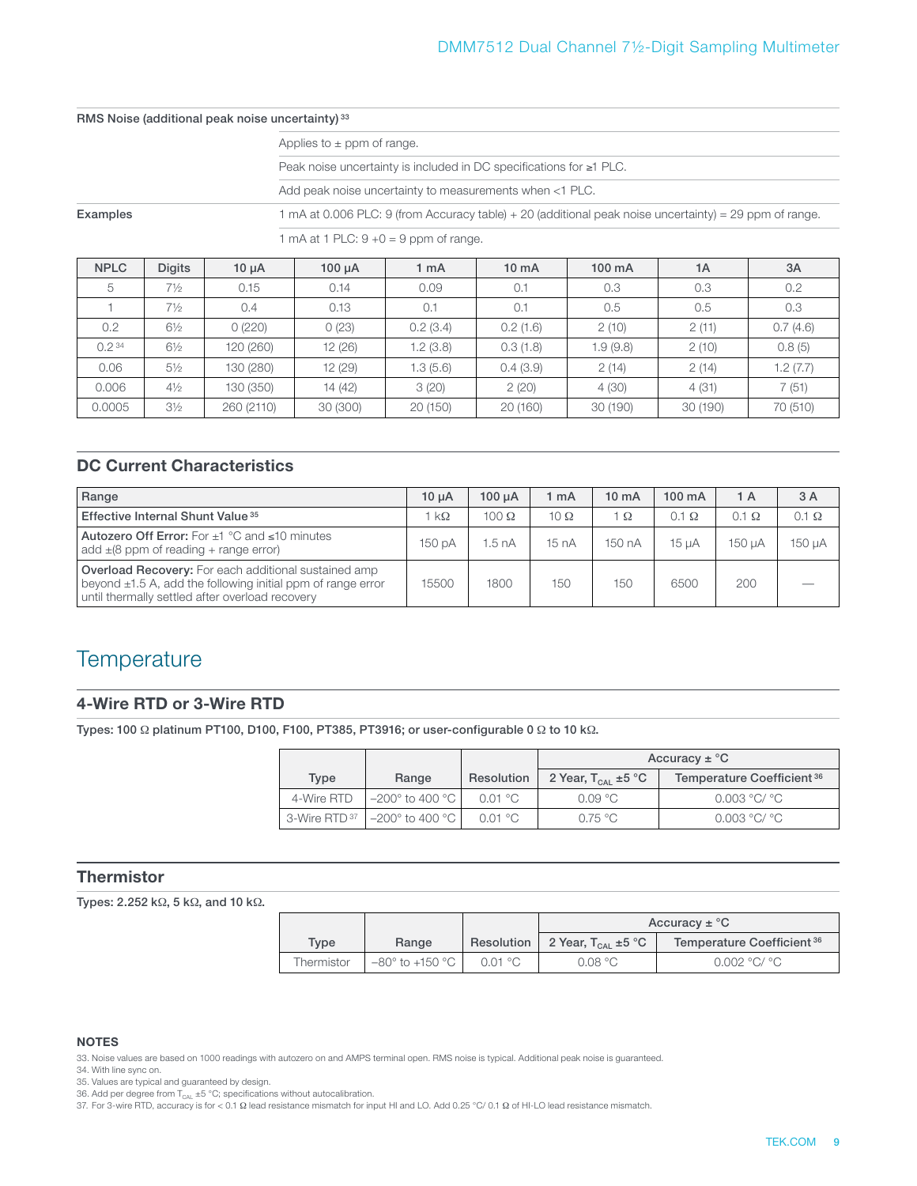**RMS Noise (additional peak noise uncertainty)** [33]

| | |
|---|---|
| | Applies to ± ppm of range. |
| | Peak noise uncertainty is included in DC specifications for ≥1 PLC. |
| | Add peak noise uncertainty to measurements when <1 PLC. |
| **Examples** | 1 mA at 0.006 PLC: 9 (from Accuracy table) + 20 (additional peak noise uncertainty) = 29 ppm of range. |
| | 1 mA at 1 PLC: 9 +0 = 9 ppm of range. |

| NPLC | Digits | 10 µA | 100 µA | 1 mA | 10 mA | 100 mA | 1A | 3A |
|---|---|---|---|---|---|---|---|---|
| 5 | 7½ | 0.15 | 0.14 | 0.09 | 0.1 | 0.3 | 0.3 | 0.2 |
| 1 | 7½ | 0.4 | 0.13 | 0.1 | 0.1 | 0.5 | 0.5 | 0.3 |
| 0.2 | 6½ | 0 (220) | 0 (23) | 0.2 (3.4) | 0.2 (1.6) | 2 (10) | 2 (11) | 0.7 (4.6) |
| 0.2 [34] | 6½ | 120 (260) | 12 (26) | 1.2 (3.8) | 0.3 (1.8) | 1.9 (9.8) | 2 (10) | 0.8 (5) |
| 0.06 | 5½ | 130 (280) | 12 (29) | 1.3 (5.6) | 0.4 (3.9) | 2 (14) | 2 (14) | 1.2 (7.7) |
| 0.006 | 4½ | 130 (350) | 14 (42) | 3 (20) | 2 (20) | 4 (30) | 4 (31) | 7 (51) |
| 0.0005 | 3½ | 260 (2110) | 30 (300) | 20 (150) | 20 (160) | 30 (190) | 30 (190) | 70 (510) |

## DC Current Characteristics

| Range | 10 µA | 100 µA | 1 mA | 10 mA | 100 mA | 1 A | 3 A |
|---|---|---|---|---|---|---|---|
| **Effective Internal Shunt Value** [35] | 1 kΩ | 100 Ω | 10 Ω | 1 Ω | 0.1 Ω | 0.1 Ω | 0.1 Ω |
| **Autozero Off Error:** For ±1 °C and ≤10 minutes add ±(8 ppm of reading + range error) | 150 pA | 1.5 nA | 15 nA | 150 nA | 15 µA | 150 µA | 150 µA |
| **Overload Recovery:** For each additional sustained amp beyond ±1.5 A, add the following initial ppm of range error until thermally settled after overload recovery | 15500 | 1800 | 150 | 150 | 6500 | 200 | — |

# Temperature

## 4-Wire RTD or 3-Wire RTD

**Types: 100 Ω platinum PT100, D100, F100, PT385, PT3916; or user-configurable 0 Ω to 10 kΩ.**

| Type | Range | Resolution | Accuracy ± °C | |
|---|---|---|---|---|
| | | | 2 Year, $T_{CAL}$ ±5 °C | Temperature Coefficient [36] |
| 4-Wire RTD | –200° to 400 °C | 0.01 °C | 0.09 °C | 0.003 °C/ °C |
| 3-Wire RTD [37] | –200° to 400 °C | 0.01 °C | 0.75 °C | 0.003 °C/ °C |

## Thermistor

**Types: 2.252 kΩ, 5 kΩ, and 10 kΩ.**

| Type | Range | Resolution | Accuracy ± °C | |
|---|---|---|---|---|
| | | | 2 Year, $T_{CAL}$ ±5 °C | Temperature Coefficient [36] |
| Thermistor | –80° to +150 °C | 0.01 °C | 0.08 °C | 0.002 °C/ °C |

**NOTES**

33. Noise values are based on 1000 readings with autozero on and AMPS terminal open. RMS noise is typical. Additional peak noise is guaranteed.
34. With line sync on.
35. Values are typical and guaranteed by design.
36. Add per degree from $T_{CAL}$ ±5 °C; specifications without autocalibration.
37. For 3-wire RTD, accuracy is for < 0.1 Ω lead resistance mismatch for input HI and LO. Add 0.25 °C/ 0.1 Ω of HI-LO lead resistance mismatch.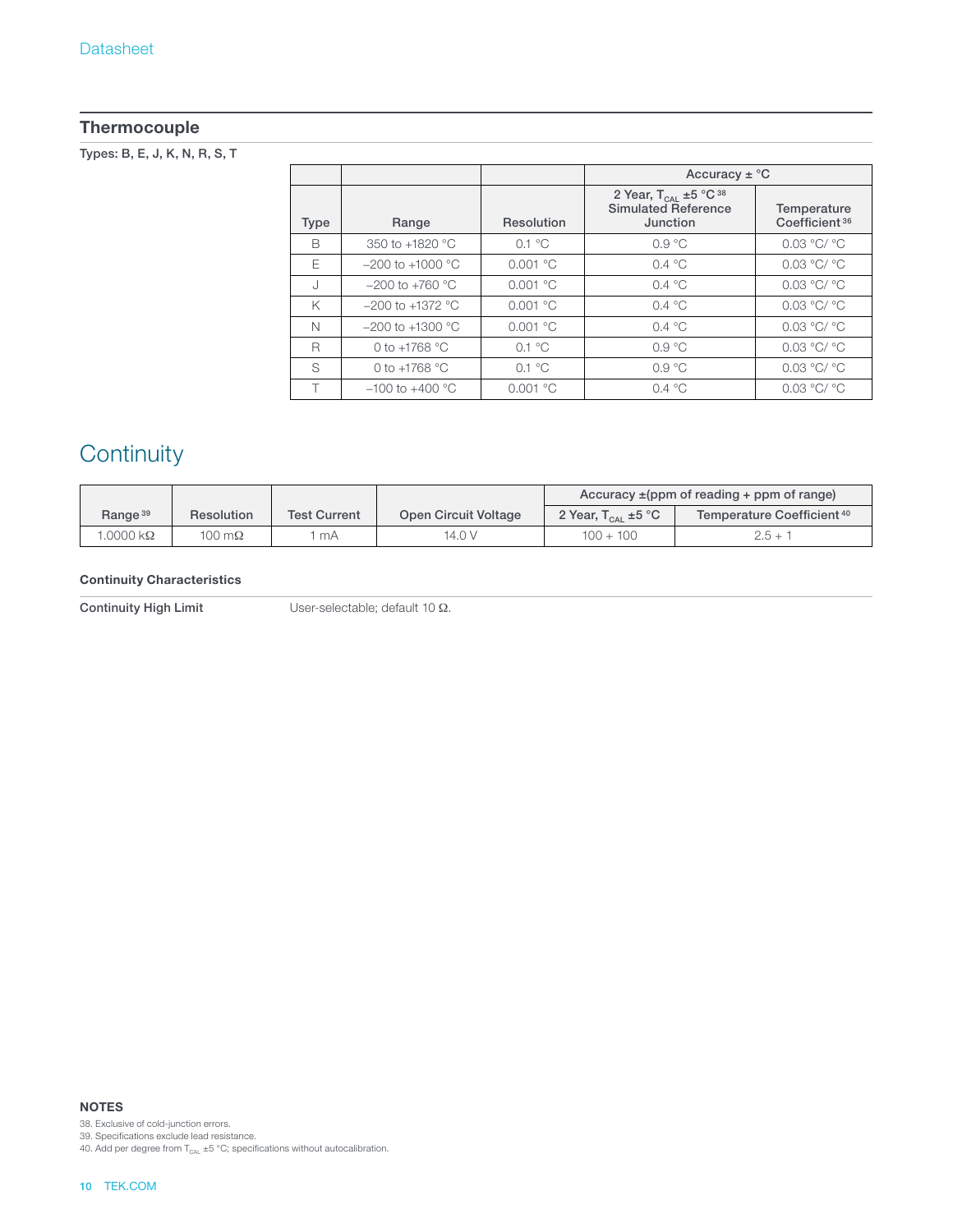## Thermocouple

**Types: B, E, J, K, N, R, S, T**

| | | | Accuracy ± °C | |
|---|---|---|---|---|
| Type | Range | Resolution | 2 Year, $T_{CAL}$ ±5 °C [38] Simulated Reference Junction | Temperature Coefficient [36] |
| B | 350 to +1820 °C | 0.1 °C | 0.9 °C | 0.03 °C/ °C |
| E | –200 to +1000 °C | 0.001 °C | 0.4 °C | 0.03 °C/ °C |
| J | –200 to +760 °C | 0.001 °C | 0.4 °C | 0.03 °C/ °C |
| K | –200 to +1372 °C | 0.001 °C | 0.4 °C | 0.03 °C/ °C |
| N | –200 to +1300 °C | 0.001 °C | 0.4 °C | 0.03 °C/ °C |
| R | 0 to +1768 °C | 0.1 °C | 0.9 °C | 0.03 °C/ °C |
| S | 0 to +1768 °C | 0.1 °C | 0.9 °C | 0.03 °C/ °C |
| T | –100 to +400 °C | 0.001 °C | 0.4 °C | 0.03 °C/ °C |

# Continuity

| | | | | Accuracy ±(ppm of reading + ppm of range) | |
|---|---|---|---|---|---|
| Range [39] | Resolution | Test Current | Open Circuit Voltage | 2 Year, $T_{CAL}$ ±5 °C | Temperature Coefficient [40] |
| 1.0000 kΩ | 100 mΩ | 1 mA | 14.0 V | 100 + 100 | 2.5 + 1 |

**Continuity Characteristics**

**Continuity High Limit** User-selectable; default 10 Ω.

**NOTES**

38. Exclusive of cold-junction errors.
39. Specifications exclude lead resistance.
40. Add per degree from $T_{CAL}$ ±5 °C; specifications without autocalibration.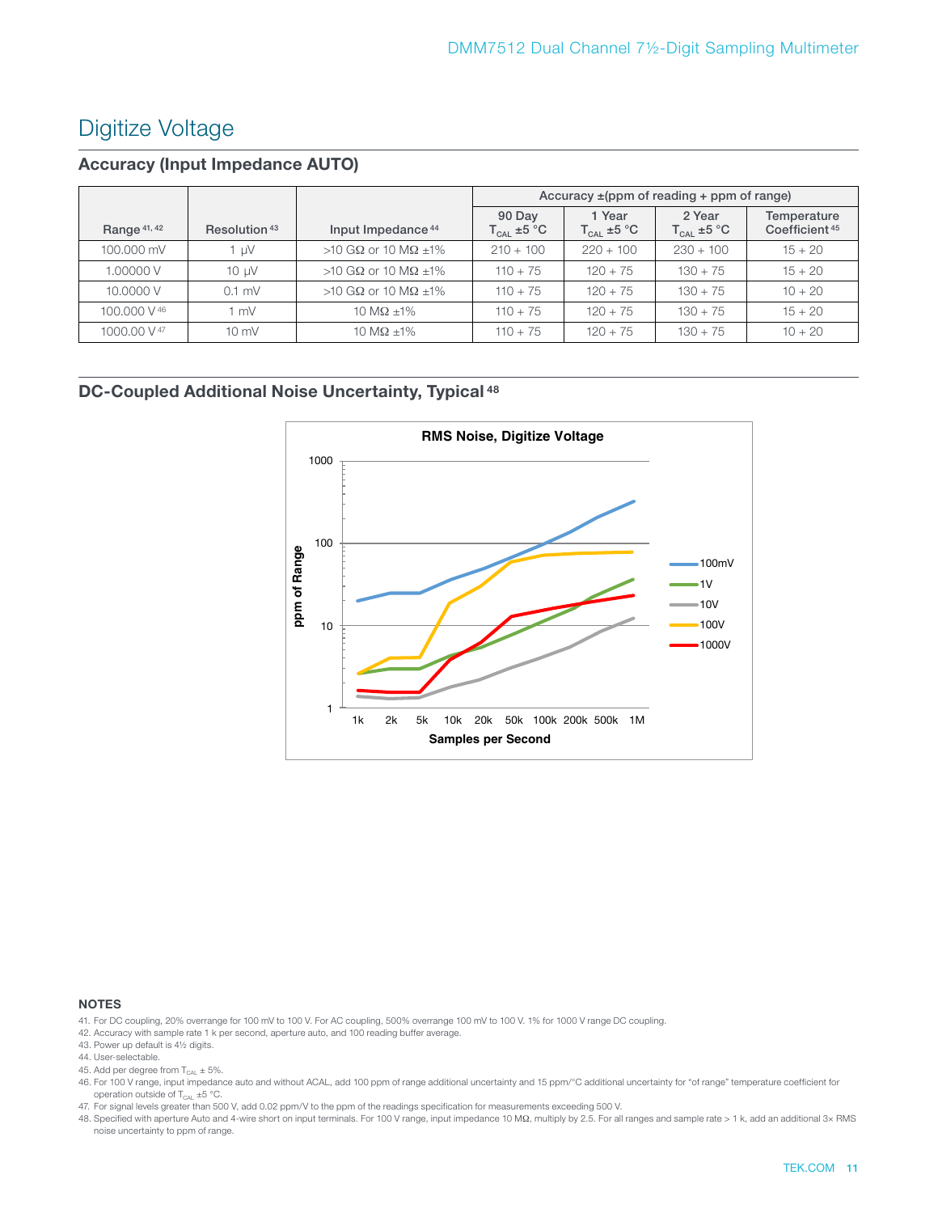# Digitize Voltage

## Accuracy (Input Impedance AUTO)

| Range [41, 42] | Resolution [43] | Input Impedance [44] | Accuracy ±(ppm of reading + ppm of range) | | | |
|---|---|---|---|---|---|---|
| | | | 90 Day $T_{CAL}$ ±5 °C | 1 Year $T_{CAL}$ ±5 °C | 2 Year $T_{CAL}$ ±5 °C | Temperature Coefficient [45] |
| 100.000 mV | 1 µV | >10 GΩ or 10 MΩ ±1% | 210 + 100 | 220 + 100 | 230 + 100 | 15 + 20 |
| 1.00000 V | 10 µV | >10 GΩ or 10 MΩ ±1% | 110 + 75 | 120 + 75 | 130 + 75 | 15 + 20 |
| 10.0000 V | 0.1 mV | >10 GΩ or 10 MΩ ±1% | 110 + 75 | 120 + 75 | 130 + 75 | 10 + 20 |
| 100.000 V [46] | 1 mV | 10 MΩ ±1% | 110 + 75 | 120 + 75 | 130 + 75 | 15 + 20 |
| 1000.00 V [47] | 10 mV | 10 MΩ ±1% | 110 + 75 | 120 + 75 | 130 + 75 | 10 + 20 |

## DC-Coupled Additional Noise Uncertainty, Typical [48]

**RMS Noise, Digitize Voltage**

### NOTES

41. For DC coupling, 20% overrange for 100 mV to 100 V. For AC coupling, 500% overrange 100 mV to 100 V. 1% for 1000 V range DC coupling.
42. Accuracy with sample rate 1 k per second, aperture auto, and 100 reading buffer average.
43. Power up default is 4½ digits.
44. User-selectable.
45. Add per degree from $T_{CAL}$ ± 5%.
46. For 100 V range, input impedance auto and without ACAL, add 100 ppm of range additional uncertainty and 15 ppm/°C additional uncertainty for "of range" temperature coefficient for operation outside of $T_{CAL}$ ±5 °C.
47. For signal levels greater than 500 V, add 0.02 ppm/V to the ppm of the readings specification for measurements exceeding 500 V.
48. Specified with aperture Auto and 4-wire short on input terminals. For 100 V range, input impedance 10 MΩ, multiply by 2.5. For all ranges and sample rate > 1 k, add an additional 3× RMS noise uncertainty to ppm of range.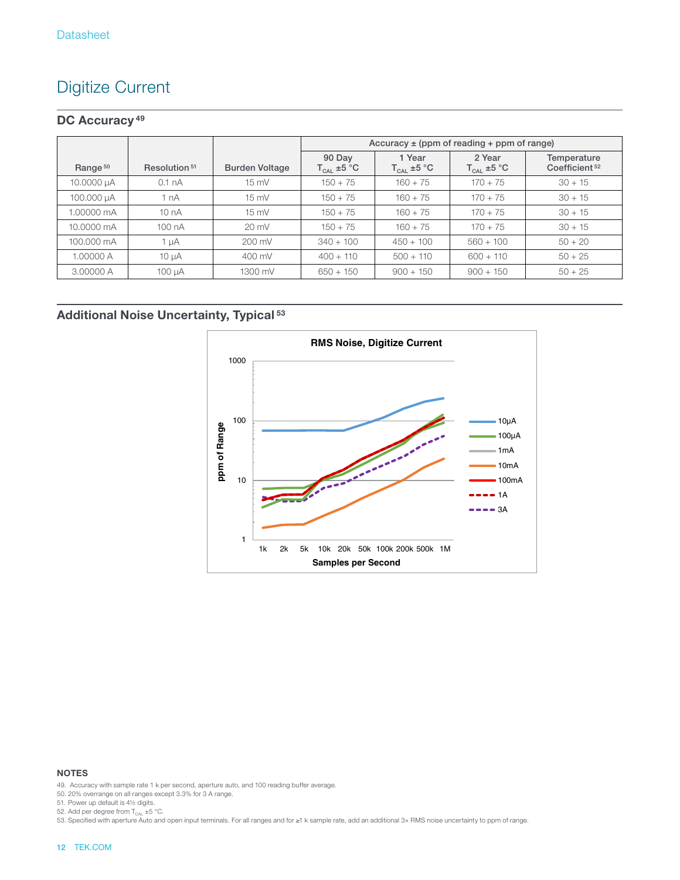# Digitize Current

## DC Accuracy [49]

| Range [50] | Resolution [51] | Burden Voltage | Accuracy ± (ppm of reading + ppm of range) | | | |
|---|---|---|---|---|---|---|
| | | | 90 Day $T_{CAL}$ ±5 °C | 1 Year $T_{CAL}$ ±5 °C | 2 Year $T_{CAL}$ ±5 °C | Temperature Coefficient [52] |
| 10.0000 µA | 0.1 nA | 15 mV | 150 + 75 | 160 + 75 | 170 + 75 | 30 + 15 |
| 100.000 µA | 1 nA | 15 mV | 150 + 75 | 160 + 75 | 170 + 75 | 30 + 15 |
| 1.00000 mA | 10 nA | 15 mV | 150 + 75 | 160 + 75 | 170 + 75 | 30 + 15 |
| 10.0000 mA | 100 nA | 20 mV | 150 + 75 | 160 + 75 | 170 + 75 | 30 + 15 |
| 100.000 mA | 1 µA | 200 mV | 340 + 100 | 450 + 100 | 560 + 100 | 50 + 20 |
| 1.00000 A | 10 µA | 400 mV | 400 + 110 | 500 + 110 | 600 + 110 | 50 + 25 |
| 3.00000 A | 100 µA | 1300 mV | 650 + 150 | 900 + 150 | 900 + 150 | 50 + 25 |

## Additional Noise Uncertainty, Typical [53]

**RMS Noise, Digitize Current**

(Chart: ppm of Range vs. Samples per Second, 1k to 1M; curves for 10µA, 100µA, 1mA, 10mA, 100mA, 1A, 3A)

### NOTES

49. Accuracy with sample rate 1 k per second, aperture auto, and 100 reading buffer average.
50. 20% overrange on all ranges except 3.3% for 3 A range.
51. Power up default is 4½ digits.
52. Add per degree from $T_{CAL}$ ±5 °C.
53. Specified with aperture Auto and open input terminals. For all ranges and for ≥1 k sample rate, add an additional 3× RMS noise uncertainty to ppm of range.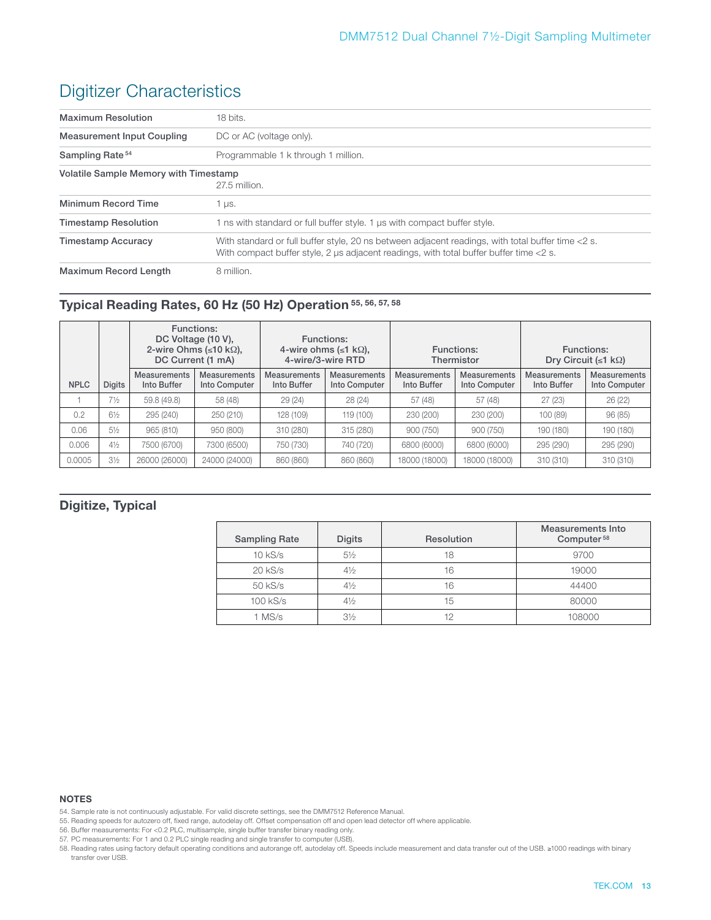# Digitizer Characteristics

| | |
|---|---|
| **Maximum Resolution** | 18 bits. |
| **Measurement Input Coupling** | DC or AC (voltage only). |
| **Sampling Rate** [54] | Programmable 1 k through 1 million. |
| **Volatile Sample Memory with Timestamp** | 27.5 million. |
| **Minimum Record Time** | 1 µs. |
| **Timestamp Resolution** | 1 ns with standard or full buffer style. 1 µs with compact buffer style. |
| **Timestamp Accuracy** | With standard or full buffer style, 20 ns between adjacent readings, with total buffer time <2 s. With compact buffer style, 2 µs adjacent readings, with total buffer buffer time <2 s. |
| **Maximum Record Length** | 8 million. |

## Typical Reading Rates, 60 Hz (50 Hz) Operation [55, 56, 57, 58]

| NPLC | Digits | Functions: DC Voltage (10 V), 2-wire Ohms (≤10 kΩ), DC Current (1 mA) | | Functions: 4-wire ohms (≤1 kΩ), 4-wire/3-wire RTD | | Functions: Thermistor | | Functions: Dry Circuit (≤1 kΩ) | |
|---|---|---|---|---|---|---|---|---|---|
| | | Measurements Into Buffer | Measurements Into Computer | Measurements Into Buffer | Measurements Into Computer | Measurements Into Buffer | Measurements Into Computer | Measurements Into Buffer | Measurements Into Computer |
| 1 | 7½ | 59.8 (49.8) | 58 (48) | 29 (24) | 28 (24) | 57 (48) | 57 (48) | 27 (23) | 26 (22) |
| 0.2 | 6½ | 295 (240) | 250 (210) | 128 (109) | 119 (100) | 230 (200) | 230 (200) | 100 (89) | 96 (85) |
| 0.06 | 5½ | 965 (810) | 950 (800) | 310 (280) | 315 (280) | 900 (750) | 900 (750) | 190 (180) | 190 (180) |
| 0.006 | 4½ | 7500 (6700) | 7300 (6500) | 750 (730) | 740 (720) | 6800 (6000) | 6800 (6000) | 295 (290) | 295 (290) |
| 0.0005 | 3½ | 26000 (26000) | 24000 (24000) | 860 (860) | 860 (860) | 18000 (18000) | 18000 (18000) | 310 (310) | 310 (310) |

## Digitize, Typical

| Sampling Rate | Digits | Resolution | Measurements Into Computer [58] |
|---|---|---|---|
| 10 kS/s | 5½ | 18 | 9700 |
| 20 kS/s | 4½ | 16 | 19000 |
| 50 kS/s | 4½ | 16 | 44400 |
| 100 kS/s | 4½ | 15 | 80000 |
| 1 MS/s | 3½ | 12 | 108000 |

**NOTES**

54. Sample rate is not continuously adjustable. For valid discrete settings, see the DMM7512 Reference Manual.
55. Reading speeds for autozero off, fixed range, autodelay off. Offset compensation off and open lead detector off where applicable.
56. Buffer measurements: For <0.2 PLC, multisample, single buffer transfer binary reading only.
57. PC measurements: For 1 and 0.2 PLC single reading and single transfer to computer (USB).
58. Reading rates using factory default operating conditions and autorange off, autodelay off. Speeds include measurement and data transfer out of the USB. ≥1000 readings with binary transfer over USB.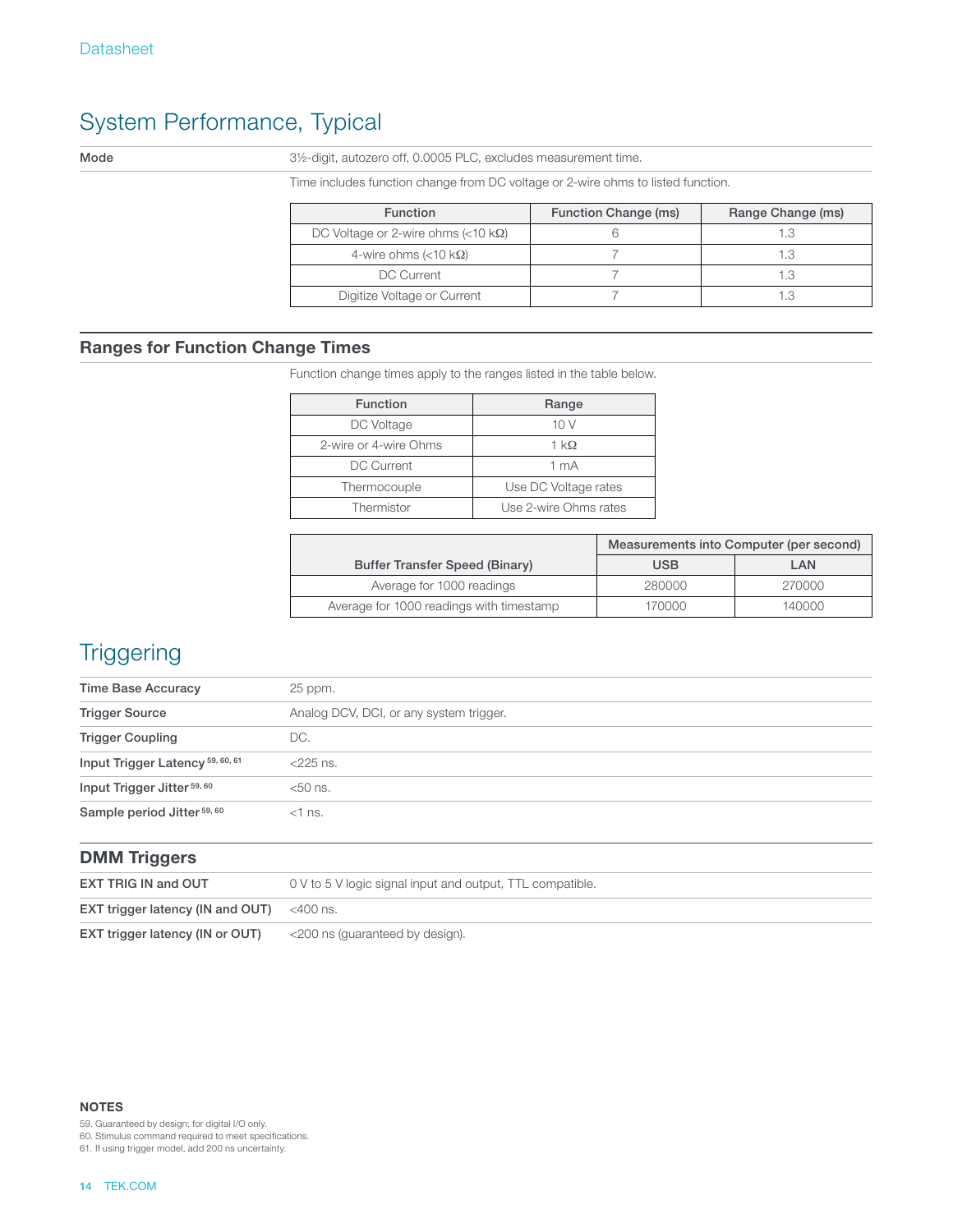# System Performance, Typical

| | |
|---|---|
| **Mode** | 3½-digit, autozero off, 0.0005 PLC, excludes measurement time. |
| | Time includes function change from DC voltage or 2-wire ohms to listed function. |

| Function | Function Change (ms) | Range Change (ms) |
|---|---|---|
| DC Voltage or 2-wire ohms (<10 kΩ) | 6 | 1.3 |
| 4-wire ohms (<10 kΩ) | 7 | 1.3 |
| DC Current | 7 | 1.3 |
| Digitize Voltage or Current | 7 | 1.3 |

## Ranges for Function Change Times

Function change times apply to the ranges listed in the table below.

| Function | Range |
|---|---|
| DC Voltage | 10 V |
| 2-wire or 4-wire Ohms | 1 kΩ |
| DC Current | 1 mA |
| Thermocouple | Use DC Voltage rates |
| Thermistor | Use 2-wire Ohms rates |

| Buffer Transfer Speed (Binary) | Measurements into Computer (per second) | |
|---|---|---|
| | USB | LAN |
| Average for 1000 readings | 280000 | 270000 |
| Average for 1000 readings with timestamp | 170000 | 140000 |

# Triggering

| | |
|---|---|
| **Time Base Accuracy** | 25 ppm. |
| **Trigger Source** | Analog DCV, DCI, or any system trigger. |
| **Trigger Coupling** | DC. |
| **Input Trigger Latency** [59, 60, 61] | <225 ns. |
| **Input Trigger Jitter** [59, 60] | <50 ns. |
| **Sample period Jitter** [59, 60] | <1 ns. |

## DMM Triggers

| | |
|---|---|
| **EXT TRIG IN and OUT** | 0 V to 5 V logic signal input and output, TTL compatible. |
| **EXT trigger latency (IN and OUT)** | <400 ns. |
| **EXT trigger latency (IN or OUT)** | <200 ns (guaranteed by design). |

**NOTES**

59. Guaranteed by design; for digital I/O only.
60. Stimulus command required to meet specifications.
61. If using trigger model, add 200 ns uncertainty.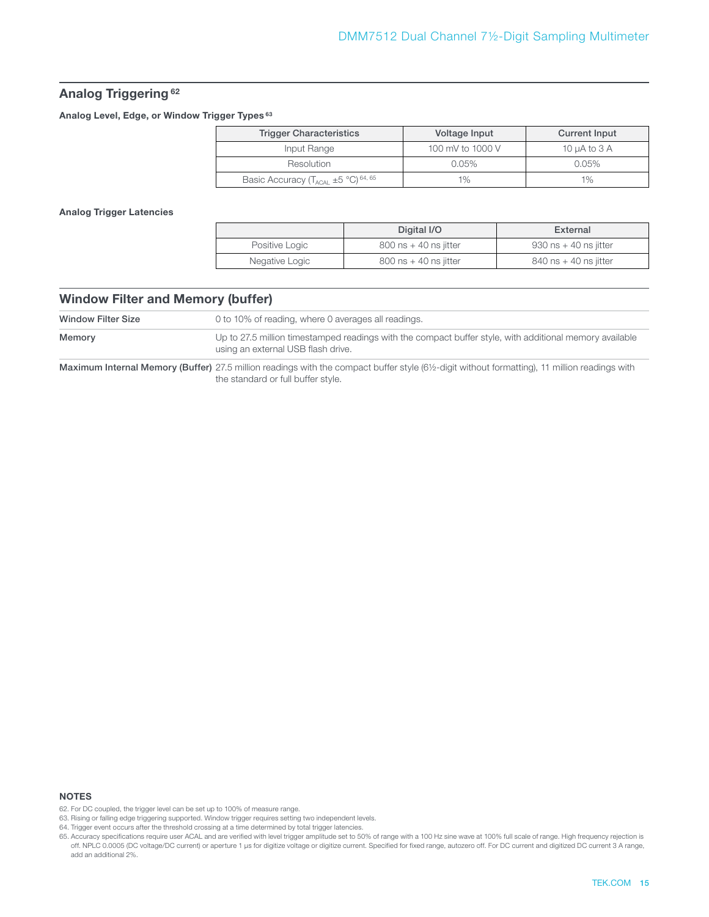## Analog Triggering [62]

### Analog Level, Edge, or Window Trigger Types [63]

| Trigger Characteristics | Voltage Input | Current Input |
|---|---|---|
| Input Range | 100 mV to 1000 V | 10 µA to 3 A |
| Resolution | 0.05% | 0.05% |
| Basic Accuracy ($T_{ACAL}$ ±5 °C) [64, 65] | 1% | 1% |

### Analog Trigger Latencies

| | Digital I/O | External |
|---|---|---|
| Positive Logic | 800 ns + 40 ns jitter | 930 ns + 40 ns jitter |
| Negative Logic | 800 ns + 40 ns jitter | 840 ns + 40 ns jitter |

## Window Filter and Memory (buffer)

| | |
|---|---|
| **Window Filter Size** | 0 to 10% of reading, where 0 averages all readings. |
| **Memory** | Up to 27.5 million timestamped readings with the compact buffer style, with additional memory available using an external USB flash drive. |
| **Maximum Internal Memory (Buffer)** | 27.5 million readings with the compact buffer style (6½-digit without formatting), 11 million readings with the standard or full buffer style. |

### NOTES

62. For DC coupled, the trigger level can be set up to 100% of measure range.
63. Rising or falling edge triggering supported. Window trigger requires setting two independent levels.
64. Trigger event occurs after the threshold crossing at a time determined by total trigger latencies.
65. Accuracy specifications require user ACAL and are verified with level trigger amplitude set to 50% of range with a 100 Hz sine wave at 100% full scale of range. High frequency rejection is off. NPLC 0.0005 (DC voltage/DC current) or aperture 1 µs for digitize voltage or digitize current. Specified for fixed range, autozero off. For DC current and digitized DC current 3 A range, add an additional 2%.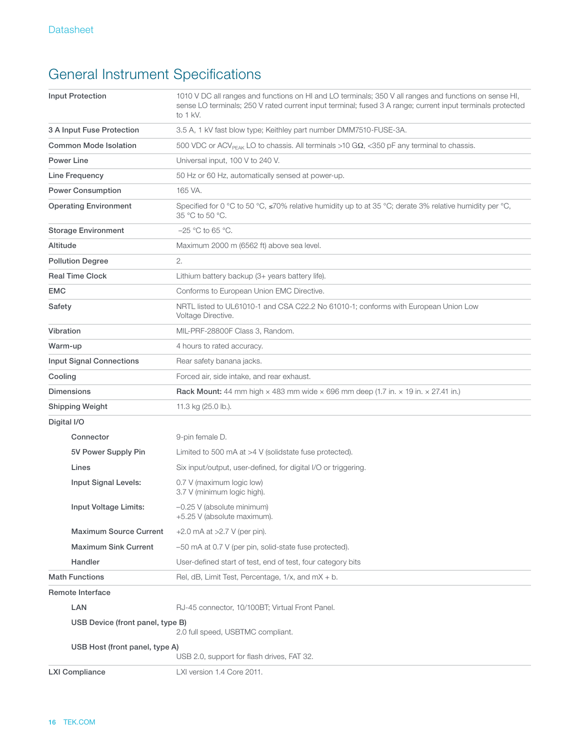## General Instrument Specifications

| | |
|---|---|
| **Input Protection** | 1010 V DC all ranges and functions on HI and LO terminals; 350 V all ranges and functions on sense HI, sense LO terminals; 250 V rated current input terminal; fused 3 A range; current input terminals protected to 1 kV. |
| **3 A Input Fuse Protection** | 3.5 A, 1 kV fast blow type; Keithley part number DMM7510-FUSE-3A. |
| **Common Mode Isolation** | 500 VDC or $ACV_{PEAK}$ LO to chassis. All terminals >10 GΩ, <350 pF any terminal to chassis. |
| **Power Line** | Universal input, 100 V to 240 V. |
| **Line Frequency** | 50 Hz or 60 Hz, automatically sensed at power-up. |
| **Power Consumption** | 165 VA. |
| **Operating Environment** | Specified for 0 °C to 50 °C, ≤70% relative humidity up to at 35 °C; derate 3% relative humidity per °C, 35 °C to 50 °C. |
| **Storage Environment** | –25 °C to 65 °C. |
| **Altitude** | Maximum 2000 m (6562 ft) above sea level. |
| **Pollution Degree** | 2. |
| **Real Time Clock** | Lithium battery backup (3+ years battery life). |
| **EMC** | Conforms to European Union EMC Directive. |
| **Safety** | NRTL listed to UL61010-1 and CSA C22.2 No 61010-1; conforms with European Union Low Voltage Directive. |
| **Vibration** | MIL-PRF-28800F Class 3, Random. |
| **Warm-up** | 4 hours to rated accuracy. |
| **Input Signal Connections** | Rear safety banana jacks. |
| **Cooling** | Forced air, side intake, and rear exhaust. |
| **Dimensions** | **Rack Mount:** 44 mm high × 483 mm wide × 696 mm deep (1.7 in. × 19 in. × 27.41 in.) |
| **Shipping Weight** | 11.3 kg (25.0 lb.). |
| **Digital I/O** | |
| **Connector** | 9-pin female D. |
| **5V Power Supply Pin** | Limited to 500 mA at >4 V (solidstate fuse protected). |
| **Lines** | Six input/output, user-defined, for digital I/O or triggering. |
| **Input Signal Levels:** | 0.7 V (maximum logic low)<br>3.7 V (minimum logic high). |
| **Input Voltage Limits:** | –0.25 V (absolute minimum)<br>+5.25 V (absolute maximum). |
| **Maximum Source Current** | +2.0 mA at >2.7 V (per pin). |
| **Maximum Sink Current** | –50 mA at 0.7 V (per pin, solid-state fuse protected). |
| **Handler** | User-defined start of test, end of test, four category bits |
| **Math Functions** | Rel, dB, Limit Test, Percentage, 1/x, and mX + b. |
| **Remote Interface** | |
| **LAN** | RJ-45 connector, 10/100BT; Virtual Front Panel. |
| **USB Device (front panel, type B)** | 2.0 full speed, USBTMC compliant. |
| **USB Host (front panel, type A)** | USB 2.0, support for flash drives, FAT 32. |
| **LXI Compliance** | LXI version 1.4 Core 2011. |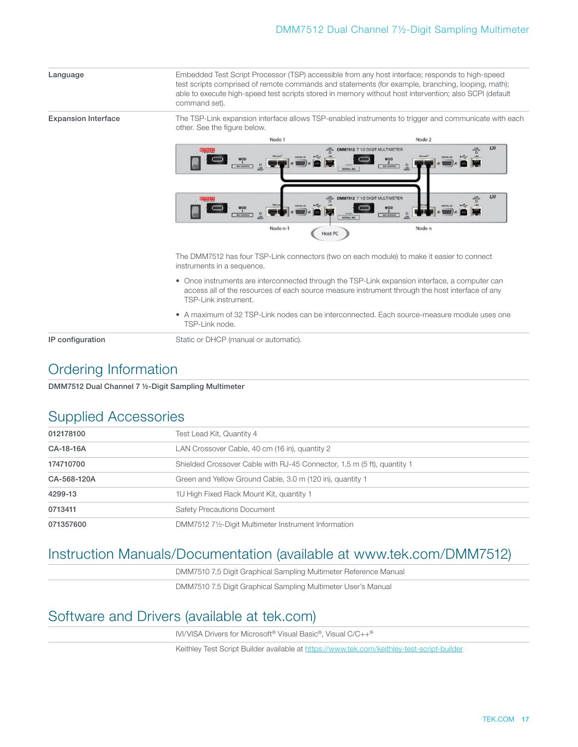| | |
|---|---|
| **Language** | Embedded Test Script Processor (TSP) accessible from any host interface; responds to high-speed test scripts comprised of remote commands and statements (for example, branching, looping, math); able to execute high-speed test scripts stored in memory without host intervention; also SCPI (default command set). |
| **Expansion Interface** | The TSP-Link expansion interface allows TSP-enabled instruments to trigger and communicate with each other. See the figure below. |

The DMM7512 has four TSP-Link connectors (two on each module) to make it easier to connect instruments in a sequence.

- Once instruments are interconnected through the TSP-Link expansion interface, a computer can access all of the resources of each source measure instrument through the host interface of any TSP-Link instrument.
- A maximum of 32 TSP-Link nodes can be interconnected. Each source-measure module uses one TSP-Link node.

| | |
|---|---|
| **IP configuration** | Static or DHCP (manual or automatic). |

## Ordering Information

**DMM7512 Dual Channel 7 ½-Digit Sampling Multimeter**

## Supplied Accessories

| | |
|---|---|
| **012178100** | Test Lead Kit, Quantity 4 |
| **CA-18-16A** | LAN Crossover Cable, 40 cm (16 in), quantity 2 |
| **174710700** | Shielded Crossover Cable with RJ-45 Connector, 1.5 m (5 ft), quantity 1 |
| **CA-568-120A** | Green and Yellow Ground Cable, 3.0 m (120 in), quantity 1 |
| **4299-13** | 1U High Fixed Rack Mount Kit, quantity 1 |
| **0713411** | Safety Precautions Document |
| **071357600** | DMM7512 7½-Digit Multimeter Instrument Information |

## Instruction Manuals/Documentation (available at www.tek.com/DMM7512)

DMM7510 7.5 Digit Graphical Sampling Multimeter Reference Manual

DMM7510 7.5 Digit Graphical Sampling Multimeter User's Manual

## Software and Drivers (available at tek.com)

IVI/VISA Drivers for Microsoft® Visual Basic®, Visual C/C++®

Keithley Test Script Builder available at https://www.tek.com/keithley-test-script-builder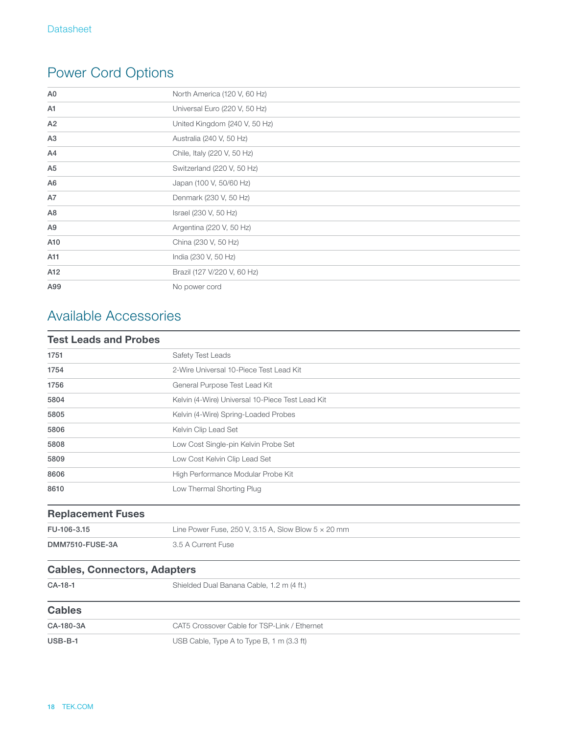## Power Cord Options

| | |
|---|---|
| **A0** | North America (120 V, 60 Hz) |
| **A1** | Universal Euro (220 V, 50 Hz) |
| **A2** | United Kingdom (240 V, 50 Hz) |
| **A3** | Australia (240 V, 50 Hz) |
| **A4** | Chile, Italy (220 V, 50 Hz) |
| **A5** | Switzerland (220 V, 50 Hz) |
| **A6** | Japan (100 V, 50/60 Hz) |
| **A7** | Denmark (230 V, 50 Hz) |
| **A8** | Israel (230 V, 50 Hz) |
| **A9** | Argentina (220 V, 50 Hz) |
| **A10** | China (230 V, 50 Hz) |
| **A11** | India (230 V, 50 Hz) |
| **A12** | Brazil (127 V/220 V, 60 Hz) |
| **A99** | No power cord |

## Available Accessories

### Test Leads and Probes

| | |
|---|---|
| **1751** | Safety Test Leads |
| **1754** | 2-Wire Universal 10-Piece Test Lead Kit |
| **1756** | General Purpose Test Lead Kit |
| **5804** | Kelvin (4-Wire) Universal 10-Piece Test Lead Kit |
| **5805** | Kelvin (4-Wire) Spring-Loaded Probes |
| **5806** | Kelvin Clip Lead Set |
| **5808** | Low Cost Single-pin Kelvin Probe Set |
| **5809** | Low Cost Kelvin Clip Lead Set |
| **8606** | High Performance Modular Probe Kit |
| **8610** | Low Thermal Shorting Plug |

### Replacement Fuses

| | |
|---|---|
| **FU-106-3.15** | Line Power Fuse, 250 V, 3.15 A, Slow Blow 5 × 20 mm |
| **DMM7510-FUSE-3A** | 3.5 A Current Fuse |

### Cables, Connectors, Adapters

| | |
|---|---|
| **CA-18-1** | Shielded Dual Banana Cable, 1.2 m (4 ft.) |

### Cables

| | |
|---|---|
| **CA-180-3A** | CAT5 Crossover Cable for TSP-Link / Ethernet |
| **USB-B-1** | USB Cable, Type A to Type B, 1 m (3.3 ft) |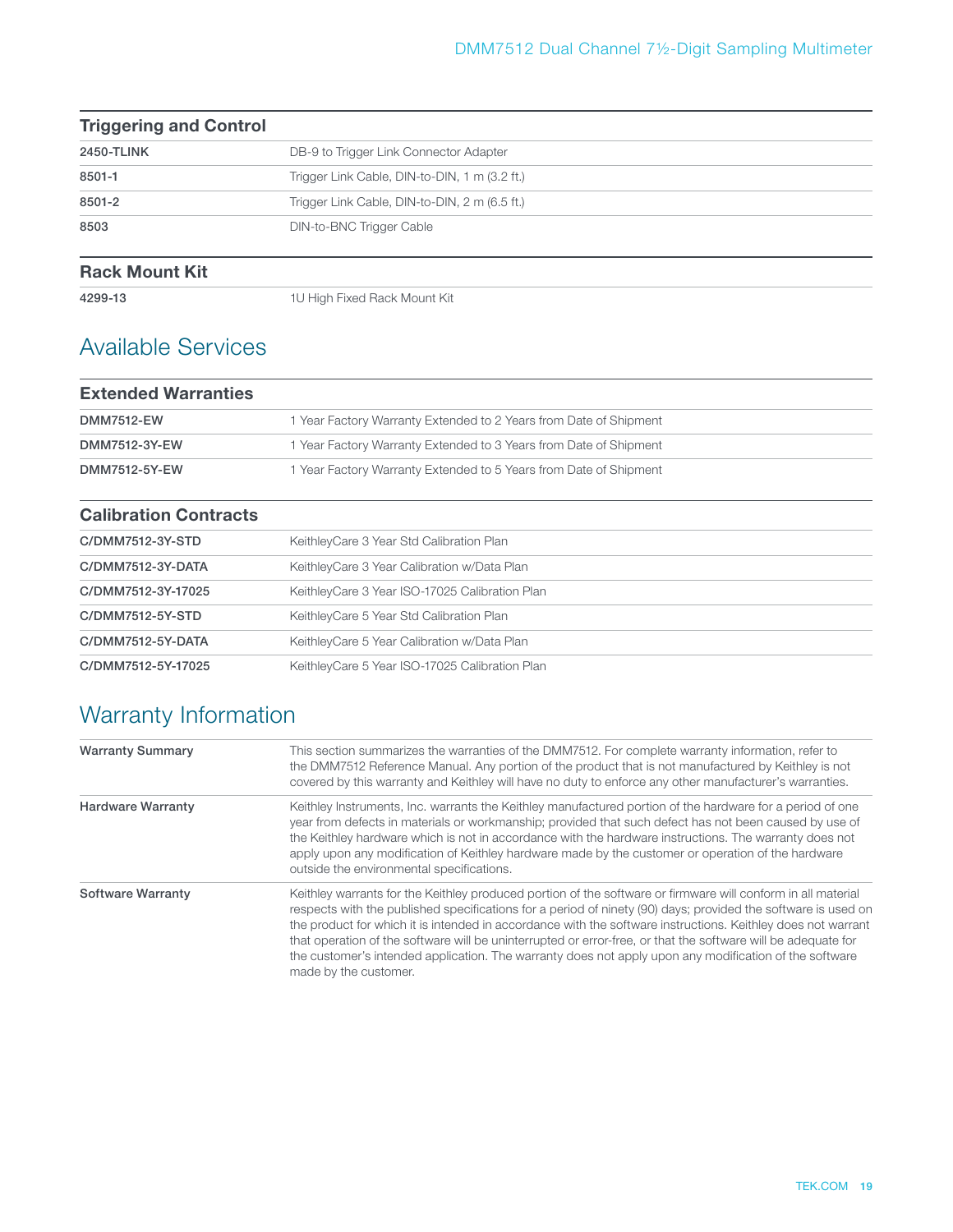| Triggering and Control | |
|---|---|
| **2450-TLINK** | DB-9 to Trigger Link Connector Adapter |
| **8501-1** | Trigger Link Cable, DIN-to-DIN, 1 m (3.2 ft.) |
| **8501-2** | Trigger Link Cable, DIN-to-DIN, 2 m (6.5 ft.) |
| **8503** | DIN-to-BNC Trigger Cable |

| Rack Mount Kit | |
|---|---|
| **4299-13** | 1U High Fixed Rack Mount Kit |

## Available Services

| Extended Warranties | |
|---|---|
| **DMM7512-EW** | 1 Year Factory Warranty Extended to 2 Years from Date of Shipment |
| **DMM7512-3Y-EW** | 1 Year Factory Warranty Extended to 3 Years from Date of Shipment |
| **DMM7512-5Y-EW** | 1 Year Factory Warranty Extended to 5 Years from Date of Shipment |

| Calibration Contracts | |
|---|---|
| **C/DMM7512-3Y-STD** | KeithleyCare 3 Year Std Calibration Plan |
| **C/DMM7512-3Y-DATA** | KeithleyCare 3 Year Calibration w/Data Plan |
| **C/DMM7512-3Y-17025** | KeithleyCare 3 Year ISO-17025 Calibration Plan |
| **C/DMM7512-5Y-STD** | KeithleyCare 5 Year Std Calibration Plan |
| **C/DMM7512-5Y-DATA** | KeithleyCare 5 Year Calibration w/Data Plan |
| **C/DMM7512-5Y-17025** | KeithleyCare 5 Year ISO-17025 Calibration Plan |

## Warranty Information

| | |
|---|---|
| **Warranty Summary** | This section summarizes the warranties of the DMM7512. For complete warranty information, refer to the DMM7512 Reference Manual. Any portion of the product that is not manufactured by Keithley is not covered by this warranty and Keithley will have no duty to enforce any other manufacturer's warranties. |
| **Hardware Warranty** | Keithley Instruments, Inc. warrants the Keithley manufactured portion of the hardware for a period of one year from defects in materials or workmanship; provided that such defect has not been caused by use of the Keithley hardware which is not in accordance with the hardware instructions. The warranty does not apply upon any modification of Keithley hardware made by the customer or operation of the hardware outside the environmental specifications. |
| **Software Warranty** | Keithley warrants for the Keithley produced portion of the software or firmware will conform in all material respects with the published specifications for a period of ninety (90) days; provided the software is used on the product for which it is intended in accordance with the software instructions. Keithley does not warrant that operation of the software will be uninterrupted or error-free, or that the software will be adequate for the customer's intended application. The warranty does not apply upon any modification of the software made by the customer. |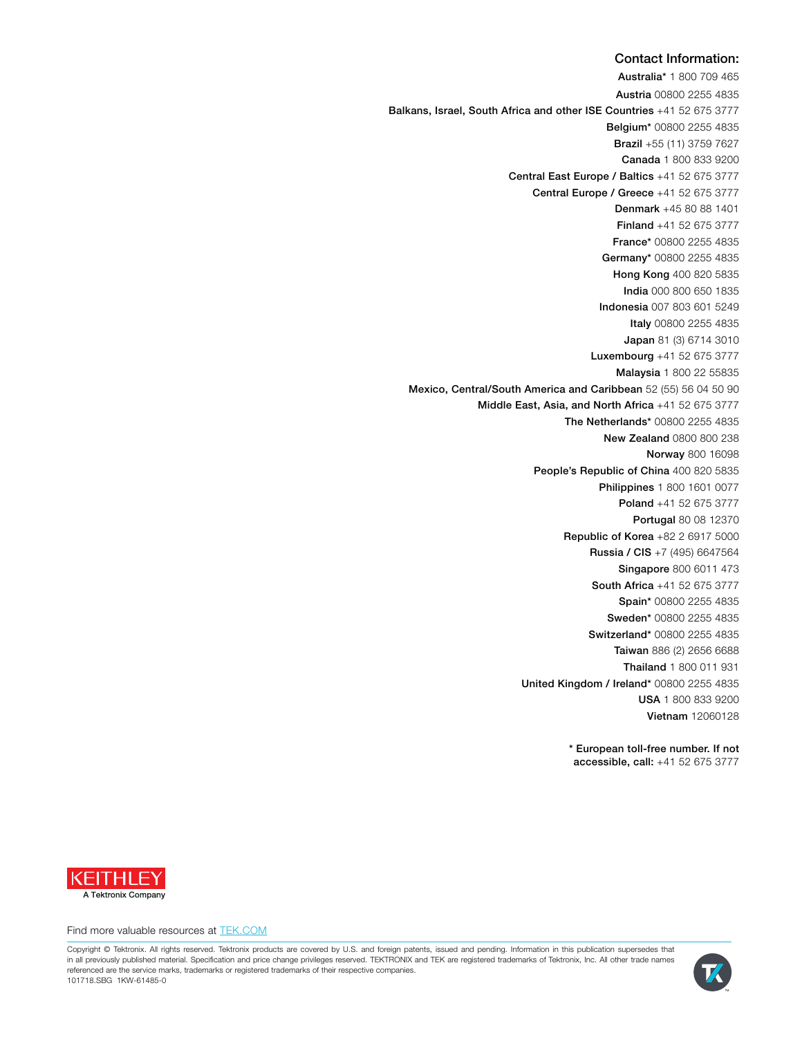## Contact Information:

**Australia*** 1 800 709 465
**Austria** 00800 2255 4835
**Balkans, Israel, South Africa and other ISE Countries** +41 52 675 3777
**Belgium*** 00800 2255 4835
**Brazil** +55 (11) 3759 7627
**Canada** 1 800 833 9200
**Central East Europe / Baltics** +41 52 675 3777
**Central Europe / Greece** +41 52 675 3777
**Denmark** +45 80 88 1401
**Finland** +41 52 675 3777
**France*** 00800 2255 4835
**Germany*** 00800 2255 4835
**Hong Kong** 400 820 5835
**India** 000 800 650 1835
**Indonesia** 007 803 601 5249
**Italy** 00800 2255 4835
**Japan** 81 (3) 6714 3010
**Luxembourg** +41 52 675 3777
**Malaysia** 1 800 22 55835
**Mexico, Central/South America and Caribbean** 52 (55) 56 04 50 90
**Middle East, Asia, and North Africa** +41 52 675 3777
**The Netherlands*** 00800 2255 4835
**New Zealand** 0800 800 238
**Norway** 800 16098
**People's Republic of China** 400 820 5835
**Philippines** 1 800 1601 0077
**Poland** +41 52 675 3777
**Portugal** 80 08 12370
**Republic of Korea** +82 2 6917 5000
**Russia / CIS** +7 (495) 6647564
**Singapore** 800 6011 473
**South Africa** +41 52 675 3777
**Spain*** 00800 2255 4835
**Sweden*** 00800 2255 4835
**Switzerland*** 00800 2255 4835
**Taiwan** 886 (2) 2656 6688
**Thailand** 1 800 011 931
**United Kingdom / Ireland*** 00800 2255 4835
**USA** 1 800 833 9200
**Vietnam** 12060128

**\* European toll-free number. If not accessible, call:** +41 52 675 3777

KEITHLEY
A Tektronix Company

Find more valuable resources at TEK.COM

Copyright © Tektronix. All rights reserved. Tektronix products are covered by U.S. and foreign patents, issued and pending. Information in this publication supersedes that in all previously published material. Specification and price change privileges reserved. TEKTRONIX and TEK are registered trademarks of Tektronix, Inc. All other trade names referenced are the service marks, trademarks or registered trademarks of their respective companies.
101718.SBG 1KW-61485-0